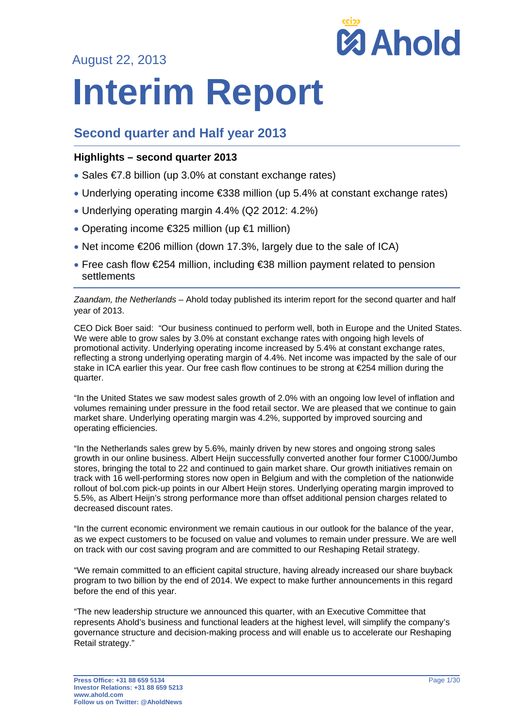August 22, 2013

# Interim Report

## Second quarter and Half year 2013

### Highlights – second quarter 2013

- Sales €7.8 billion (up 3.0% at constant exchange rates)
- Underlying operating income €338 million (up 5.4% at constant exchange rates)
- Underlying operating margin 4.4% (Q2 2012: 4.2%)
- Operating income €325 million (up €1 million)
- Net income €206 million (down 17.3%, largely due to the sale of ICA)
- Free cash flow €254 million, including €38 million payment related to pension settlements

*Zaandam, the Netherlands* – Ahold today published its interim report for the second quarter and half year of 2013.

CEO Dick Boer said: "Our business continued to perform well, both in Europe and the United States. We were able to grow sales by 3.0% at constant exchange rates with ongoing high levels of promotional activity. Underlying operating income increased by 5.4% at constant exchange rates, reflecting a strong underlying operating margin of 4.4%. Net income was impacted by the sale of our stake in ICA earlier this year. Our free cash flow continues to be strong at €254 million during the quarter.

"In the United States we saw modest sales growth of 2.0% with an ongoing low level of inflation and volumes remaining under pressure in the food retail sector. We are pleased that we continue to gain market share. Underlying operating margin was 4.2%, supported by improved sourcing and operating efficiencies.

"In the Netherlands sales grew by 5.6%, mainly driven by new stores and ongoing strong sales growth in our online business. Albert Heijn successfully converted another four former C1000/Jumbo stores, bringing the total to 22 and continued to gain market share. Our growth initiatives remain on track with 16 well-performing stores now open in Belgium and with the completion of the nationwide rollout of bol.com pick-up points in our Albert Heijn stores. Underlying operating margin improved to 5.5%, as Albert Heijn's strong performance more than offset additional pension charges related to decreased discount rates.

"In the current economic environment we remain cautious in our outlook for the balance of the year, as we expect customers to be focused on value and volumes to remain under pressure. We are well on track with our cost saving program and are committed to our Reshaping Retail strategy.

"We remain committed to an efficient capital structure, having already increased our share buyback program to two billion by the end of 2014. We expect to make further announcements in this regard before the end of this year.

"The new leadership structure we announced this quarter, with an Executive Committee that represents Ahold's business and functional leaders at the highest level, will simplify the company's governance structure and decision-making process and will enable us to accelerate our Reshaping Retail strategy."

**Press Office: +31 88 659 5134**
**Investor Relations: +31 88 659 5213**
**www.ahold.com**
**Follow us on Twitter: @AholdNews**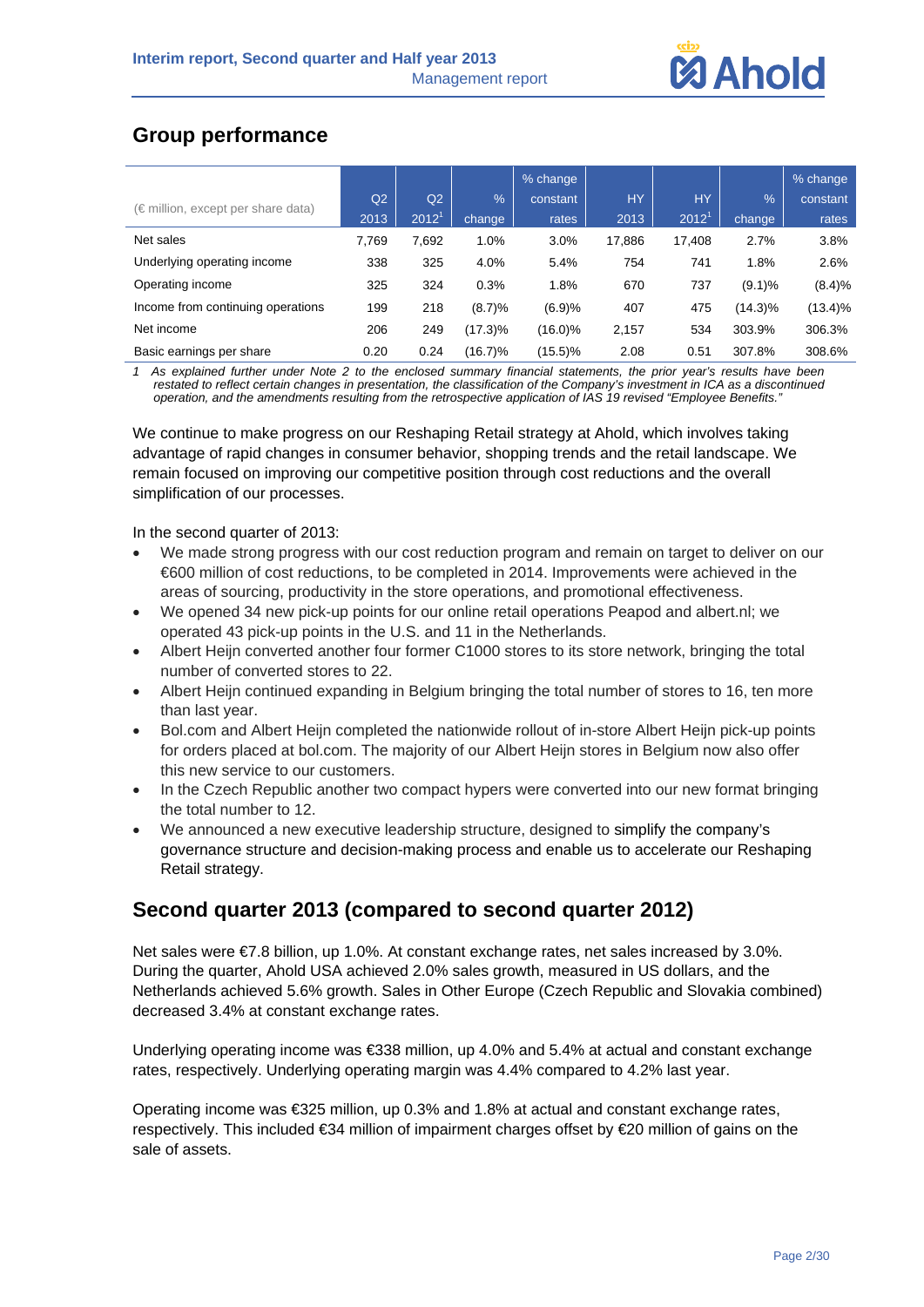## Group performance

| (€ million, except per share data) | Q2 2013 | Q2 2012[1] | % change | % change constant rates | HY 2013 | HY 2012[1] | % change | % change constant rates |
|---|---|---|---|---|---|---|---|---|
| Net sales | 7,769 | 7,692 | 1.0% | 3.0% | 17,886 | 17,408 | 2.7% | 3.8% |
| Underlying operating income | 338 | 325 | 4.0% | 5.4% | 754 | 741 | 1.8% | 2.6% |
| Operating income | 325 | 324 | 0.3% | 1.8% | 670 | 737 | (9.1)% | (8.4)% |
| Income from continuing operations | 199 | 218 | (8.7)% | (6.9)% | 407 | 475 | (14.3)% | (13.4)% |
| Net income | 206 | 249 | (17.3)% | (16.0)% | 2,157 | 534 | 303.9% | 306.3% |
| Basic earnings per share | 0.20 | 0.24 | (16.7)% | (15.5)% | 2.08 | 0.51 | 307.8% | 308.6% |

*1 As explained further under Note 2 to the enclosed summary financial statements, the prior year's results have been restated to reflect certain changes in presentation, the classification of the Company's investment in ICA as a discontinued operation, and the amendments resulting from the retrospective application of IAS 19 revised "Employee Benefits."*

We continue to make progress on our Reshaping Retail strategy at Ahold, which involves taking advantage of rapid changes in consumer behavior, shopping trends and the retail landscape. We remain focused on improving our competitive position through cost reductions and the overall simplification of our processes.

In the second quarter of 2013:

- We made strong progress with our cost reduction program and remain on target to deliver on our €600 million of cost reductions, to be completed in 2014. Improvements were achieved in the areas of sourcing, productivity in the store operations, and promotional effectiveness.
- We opened 34 new pick-up points for our online retail operations Peapod and albert.nl; we operated 43 pick-up points in the U.S. and 11 in the Netherlands.
- Albert Heijn converted another four former C1000 stores to its store network, bringing the total number of converted stores to 22.
- Albert Heijn continued expanding in Belgium bringing the total number of stores to 16, ten more than last year.
- Bol.com and Albert Heijn completed the nationwide rollout of in-store Albert Heijn pick-up points for orders placed at bol.com. The majority of our Albert Heijn stores in Belgium now also offer this new service to our customers.
- In the Czech Republic another two compact hypers were converted into our new format bringing the total number to 12.
- We announced a new executive leadership structure, designed to simplify the company's governance structure and decision-making process and enable us to accelerate our Reshaping Retail strategy.

## Second quarter 2013 (compared to second quarter 2012)

Net sales were €7.8 billion, up 1.0%. At constant exchange rates, net sales increased by 3.0%. During the quarter, Ahold USA achieved 2.0% sales growth, measured in US dollars, and the Netherlands achieved 5.6% growth. Sales in Other Europe (Czech Republic and Slovakia combined) decreased 3.4% at constant exchange rates.

Underlying operating income was €338 million, up 4.0% and 5.4% at actual and constant exchange rates, respectively. Underlying operating margin was 4.4% compared to 4.2% last year.

Operating income was €325 million, up 0.3% and 1.8% at actual and constant exchange rates, respectively. This included €34 million of impairment charges offset by €20 million of gains on the sale of assets.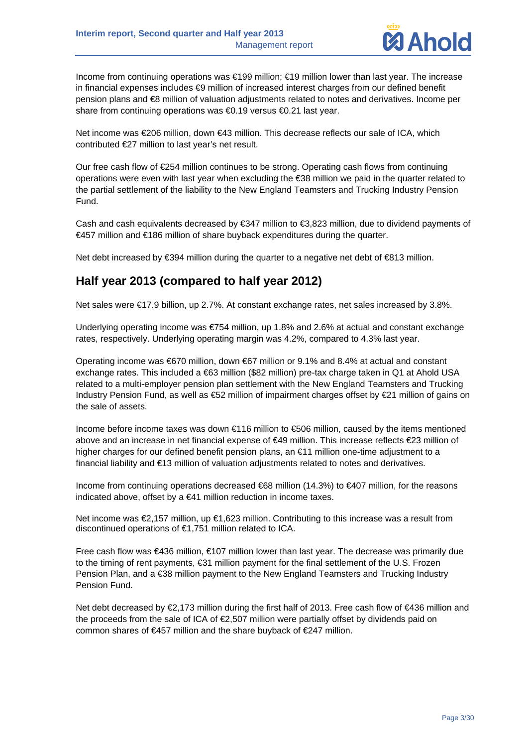Income from continuing operations was €199 million; €19 million lower than last year. The increase in financial expenses includes €9 million of increased interest charges from our defined benefit pension plans and €8 million of valuation adjustments related to notes and derivatives. Income per share from continuing operations was €0.19 versus €0.21 last year.

Net income was €206 million, down €43 million. This decrease reflects our sale of ICA, which contributed €27 million to last year's net result.

Our free cash flow of €254 million continues to be strong. Operating cash flows from continuing operations were even with last year when excluding the €38 million we paid in the quarter related to the partial settlement of the liability to the New England Teamsters and Trucking Industry Pension Fund.

Cash and cash equivalents decreased by €347 million to €3,823 million, due to dividend payments of €457 million and €186 million of share buyback expenditures during the quarter.

Net debt increased by €394 million during the quarter to a negative net debt of €813 million.

## Half year 2013 (compared to half year 2012)

Net sales were €17.9 billion, up 2.7%. At constant exchange rates, net sales increased by 3.8%.

Underlying operating income was €754 million, up 1.8% and 2.6% at actual and constant exchange rates, respectively. Underlying operating margin was 4.2%, compared to 4.3% last year.

Operating income was €670 million, down €67 million or 9.1% and 8.4% at actual and constant exchange rates. This included a €63 million ($82 million) pre-tax charge taken in Q1 at Ahold USA related to a multi-employer pension plan settlement with the New England Teamsters and Trucking Industry Pension Fund, as well as €52 million of impairment charges offset by €21 million of gains on the sale of assets.

Income before income taxes was down €116 million to €506 million, caused by the items mentioned above and an increase in net financial expense of €49 million. This increase reflects €23 million of higher charges for our defined benefit pension plans, an €11 million one-time adjustment to a financial liability and €13 million of valuation adjustments related to notes and derivatives.

Income from continuing operations decreased €68 million (14.3%) to €407 million, for the reasons indicated above, offset by a €41 million reduction in income taxes.

Net income was €2,157 million, up €1,623 million. Contributing to this increase was a result from discontinued operations of €1,751 million related to ICA.

Free cash flow was €436 million, €107 million lower than last year. The decrease was primarily due to the timing of rent payments, €31 million payment for the final settlement of the U.S. Frozen Pension Plan, and a €38 million payment to the New England Teamsters and Trucking Industry Pension Fund.

Net debt decreased by €2,173 million during the first half of 2013. Free cash flow of €436 million and the proceeds from the sale of ICA of €2,507 million were partially offset by dividends paid on common shares of €457 million and the share buyback of €247 million.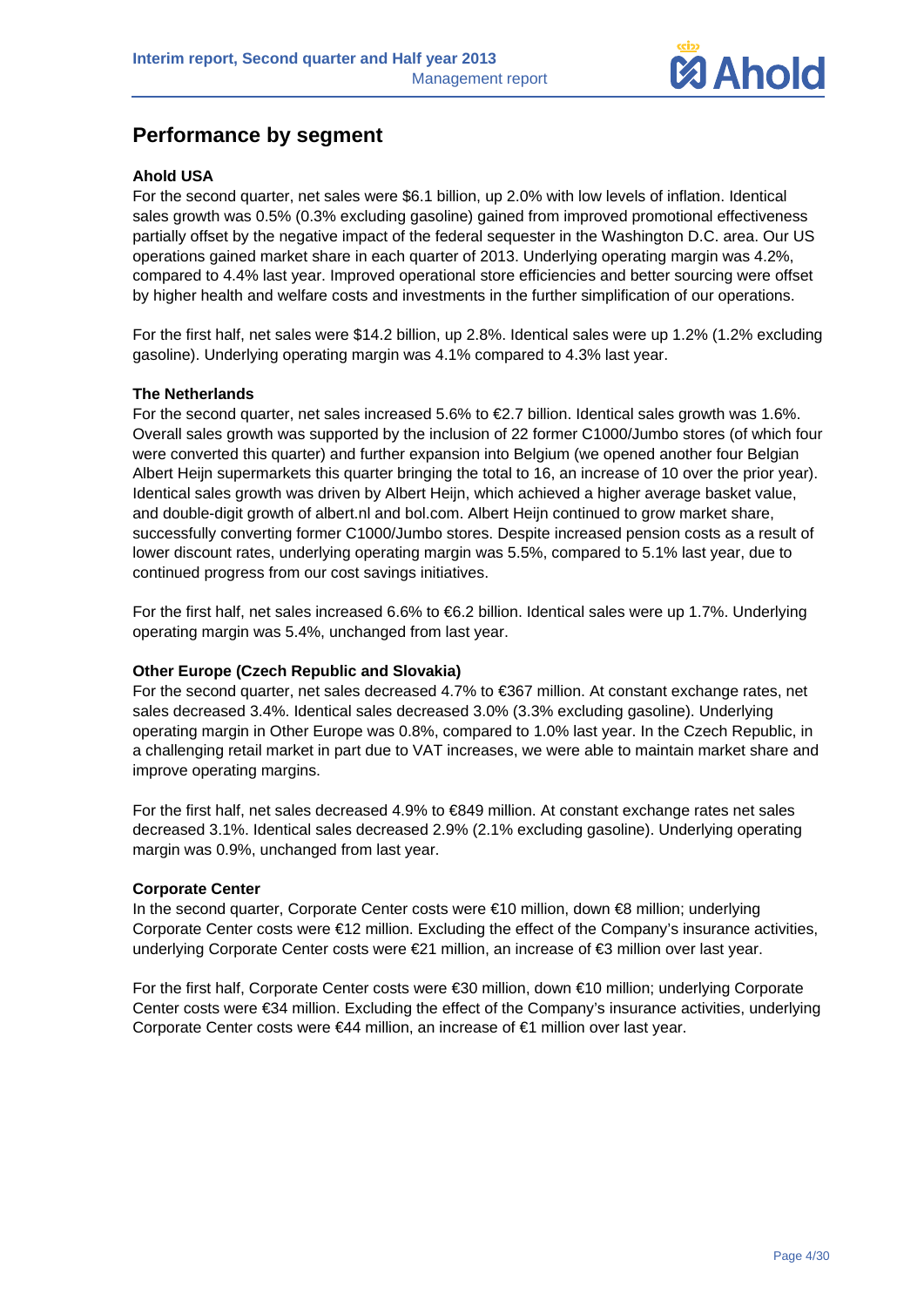## Performance by segment

### Ahold USA

For the second quarter, net sales were $6.1 billion, up 2.0% with low levels of inflation. Identical sales growth was 0.5% (0.3% excluding gasoline) gained from improved promotional effectiveness partially offset by the negative impact of the federal sequester in the Washington D.C. area. Our US operations gained market share in each quarter of 2013. Underlying operating margin was 4.2%, compared to 4.4% last year. Improved operational store efficiencies and better sourcing were offset by higher health and welfare costs and investments in the further simplification of our operations.

For the first half, net sales were $14.2 billion, up 2.8%. Identical sales were up 1.2% (1.2% excluding gasoline). Underlying operating margin was 4.1% compared to 4.3% last year.

### The Netherlands

For the second quarter, net sales increased 5.6% to €2.7 billion. Identical sales growth was 1.6%. Overall sales growth was supported by the inclusion of 22 former C1000/Jumbo stores (of which four were converted this quarter) and further expansion into Belgium (we opened another four Belgian Albert Heijn supermarkets this quarter bringing the total to 16, an increase of 10 over the prior year). Identical sales growth was driven by Albert Heijn, which achieved a higher average basket value, and double-digit growth of albert.nl and bol.com. Albert Heijn continued to grow market share, successfully converting former C1000/Jumbo stores. Despite increased pension costs as a result of lower discount rates, underlying operating margin was 5.5%, compared to 5.1% last year, due to continued progress from our cost savings initiatives.

For the first half, net sales increased 6.6% to €6.2 billion. Identical sales were up 1.7%. Underlying operating margin was 5.4%, unchanged from last year.

### Other Europe (Czech Republic and Slovakia)

For the second quarter, net sales decreased 4.7% to €367 million. At constant exchange rates, net sales decreased 3.4%. Identical sales decreased 3.0% (3.3% excluding gasoline). Underlying operating margin in Other Europe was 0.8%, compared to 1.0% last year. In the Czech Republic, in a challenging retail market in part due to VAT increases, we were able to maintain market share and improve operating margins.

For the first half, net sales decreased 4.9% to €849 million. At constant exchange rates net sales decreased 3.1%. Identical sales decreased 2.9% (2.1% excluding gasoline). Underlying operating margin was 0.9%, unchanged from last year.

### Corporate Center

In the second quarter, Corporate Center costs were €10 million, down €8 million; underlying Corporate Center costs were €12 million. Excluding the effect of the Company's insurance activities, underlying Corporate Center costs were €21 million, an increase of €3 million over last year.

For the first half, Corporate Center costs were €30 million, down €10 million; underlying Corporate Center costs were €34 million. Excluding the effect of the Company's insurance activities, underlying Corporate Center costs were €44 million, an increase of €1 million over last year.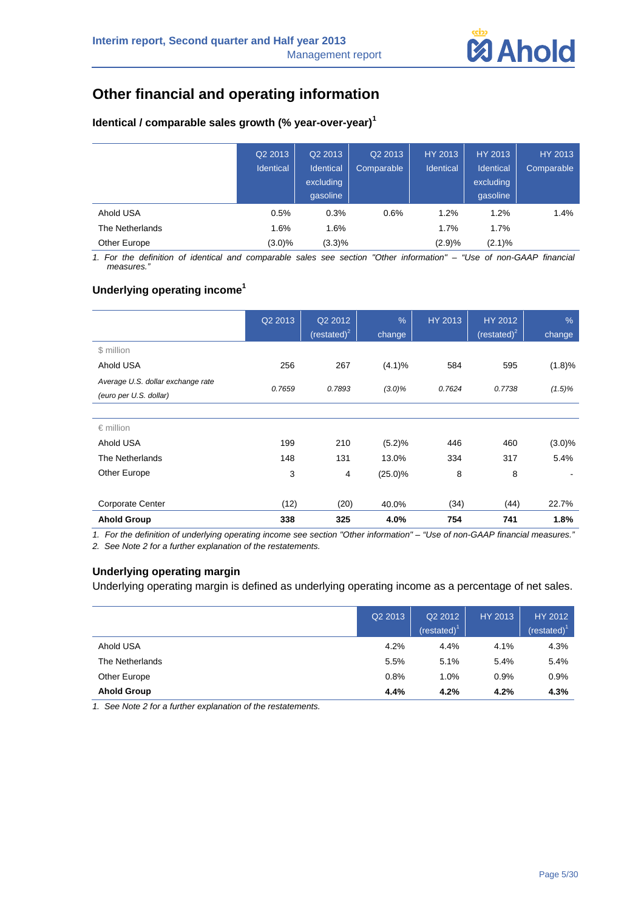# Other financial and operating information

## Identical / comparable sales growth (% year-over-year)[1]

| | Q2 2013 Identical | Q2 2013 Identical excluding gasoline | Q2 2013 Comparable | HY 2013 Identical | HY 2013 Identical excluding gasoline | HY 2013 Comparable |
|---|---|---|---|---|---|---|
| Ahold USA | 0.5% | 0.3% | 0.6% | 1.2% | 1.2% | 1.4% |
| The Netherlands | 1.6% | 1.6% | | 1.7% | 1.7% | |
| Other Europe | (3.0)% | (3.3)% | | (2.9)% | (2.1)% | |

1. For the definition of identical and comparable sales see section "Other information" – "Use of non-GAAP financial measures."

## Underlying operating income[1]

| | Q2 2013 | Q2 2012 (restated)[2] | % change | HY 2013 | HY 2012 (restated)[2] | % change |
|---|---|---|---|---|---|---|
| $ million | | | | | | |
| Ahold USA | 256 | 267 | (4.1)% | 584 | 595 | (1.8)% |
| *Average U.S. dollar exchange rate (euro per U.S. dollar)* | *0.7659* | *0.7893* | *(3.0)%* | *0.7624* | *0.7738* | *(1.5)%* |
| | | | | | | |
| € million | | | | | | |
| Ahold USA | 199 | 210 | (5.2)% | 446 | 460 | (3.0)% |
| The Netherlands | 148 | 131 | 13.0% | 334 | 317 | 5.4% |
| Other Europe | 3 | 4 | (25.0)% | 8 | 8 | - |
| | | | | | | |
| Corporate Center | (12) | (20) | 40.0% | (34) | (44) | 22.7% |
| **Ahold Group** | **338** | **325** | **4.0%** | **754** | **741** | **1.8%** |

1. For the definition of underlying operating income see section "Other information" – "Use of non-GAAP financial measures."
2. See Note 2 for a further explanation of the restatements.

### Underlying operating margin

Underlying operating margin is defined as underlying operating income as a percentage of net sales.

| | Q2 2013 | Q2 2012 (restated)[1] | HY 2013 | HY 2012 (restated)[1] |
|---|---|---|---|---|
| Ahold USA | 4.2% | 4.4% | 4.1% | 4.3% |
| The Netherlands | 5.5% | 5.1% | 5.4% | 5.4% |
| Other Europe | 0.8% | 1.0% | 0.9% | 0.9% |
| **Ahold Group** | **4.4%** | **4.2%** | **4.2%** | **4.3%** |

1. See Note 2 for a further explanation of the restatements.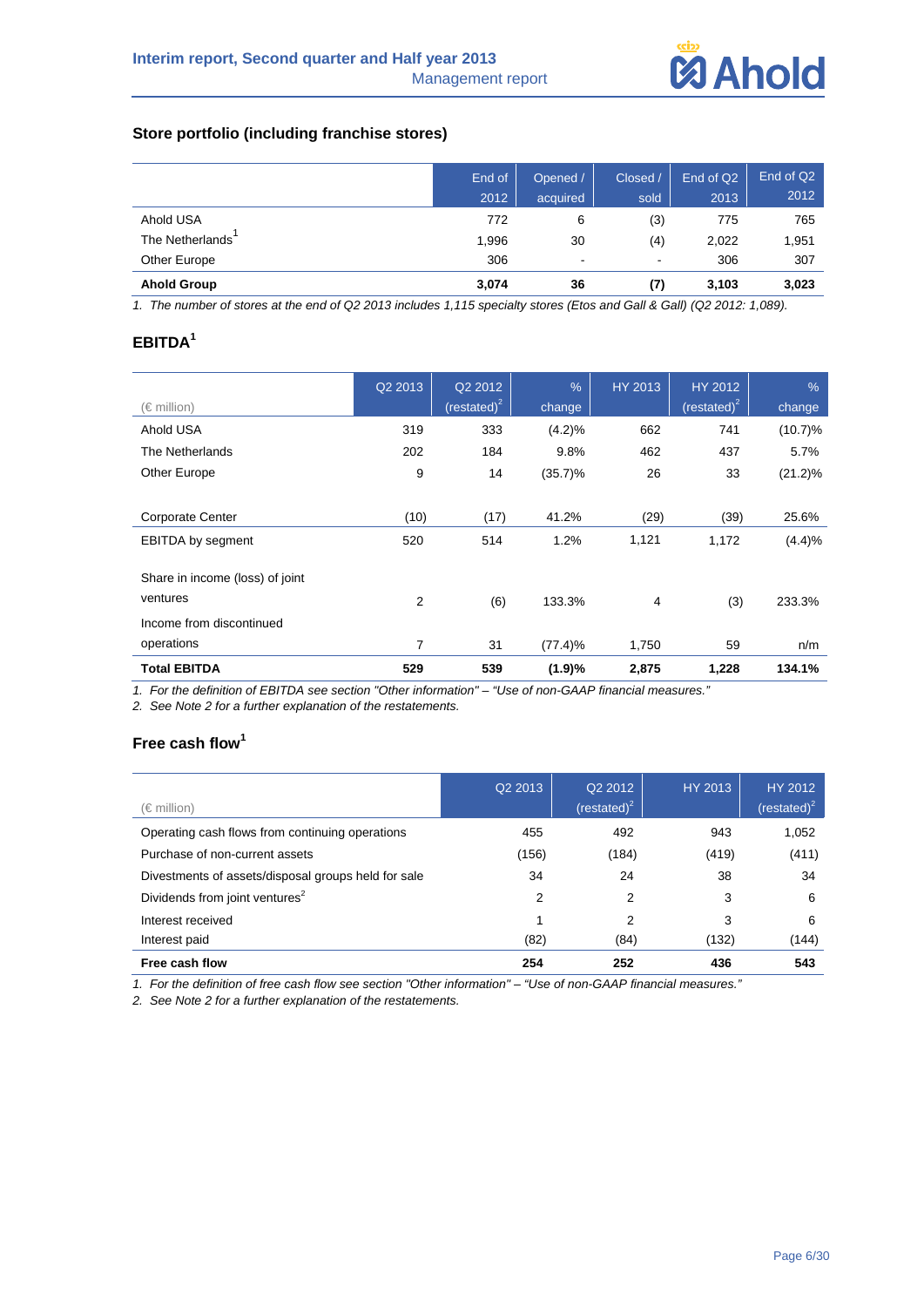## Store portfolio (including franchise stores)

| | End of 2012 | Opened / acquired | Closed / sold | End of Q2 2013 | End of Q2 2012 |
|---|---|---|---|---|---|
| Ahold USA | 772 | 6 | (3) | 775 | 765 |
| The Netherlands[1] | 1,996 | 30 | (4) | 2,022 | 1,951 |
| Other Europe | 306 | - | - | 306 | 307 |
| **Ahold Group** | **3,074** | **36** | **(7)** | **3,103** | **3,023** |

*1. The number of stores at the end of Q2 2013 includes 1,115 specialty stores (Etos and Gall & Gall) (Q2 2012: 1,089).*

## EBITDA[1]

| (€ million) | Q2 2013 | Q2 2012 (restated)[2] | % change | HY 2013 | HY 2012 (restated)[2] | % change |
|---|---|---|---|---|---|---|
| Ahold USA | 319 | 333 | (4.2)% | 662 | 741 | (10.7)% |
| The Netherlands | 202 | 184 | 9.8% | 462 | 437 | 5.7% |
| Other Europe | 9 | 14 | (35.7)% | 26 | 33 | (21.2)% |
| Corporate Center | (10) | (17) | 41.2% | (29) | (39) | 25.6% |
| EBITDA by segment | 520 | 514 | 1.2% | 1,121 | 1,172 | (4.4)% |
| Share in income (loss) of joint ventures | 2 | (6) | 133.3% | 4 | (3) | 233.3% |
| Income from discontinued operations | 7 | 31 | (77.4)% | 1,750 | 59 | n/m |
| **Total EBITDA** | **529** | **539** | **(1.9)%** | **2,875** | **1,228** | **134.1%** |

*1. For the definition of EBITDA see section "Other information" – "Use of non-GAAP financial measures."*

*2. See Note 2 for a further explanation of the restatements.*

## Free cash flow[1]

| (€ million) | Q2 2013 | Q2 2012 (restated)[2] | HY 2013 | HY 2012 (restated)[2] |
|---|---|---|---|---|
| Operating cash flows from continuing operations | 455 | 492 | 943 | 1,052 |
| Purchase of non-current assets | (156) | (184) | (419) | (411) |
| Divestments of assets/disposal groups held for sale | 34 | 24 | 38 | 34 |
| Dividends from joint ventures[2] | 2 | 2 | 3 | 6 |
| Interest received | 1 | 2 | 3 | 6 |
| Interest paid | (82) | (84) | (132) | (144) |
| **Free cash flow** | **254** | **252** | **436** | **543** |

*1. For the definition of free cash flow see section "Other information" – "Use of non-GAAP financial measures."*

*2. See Note 2 for a further explanation of the restatements.*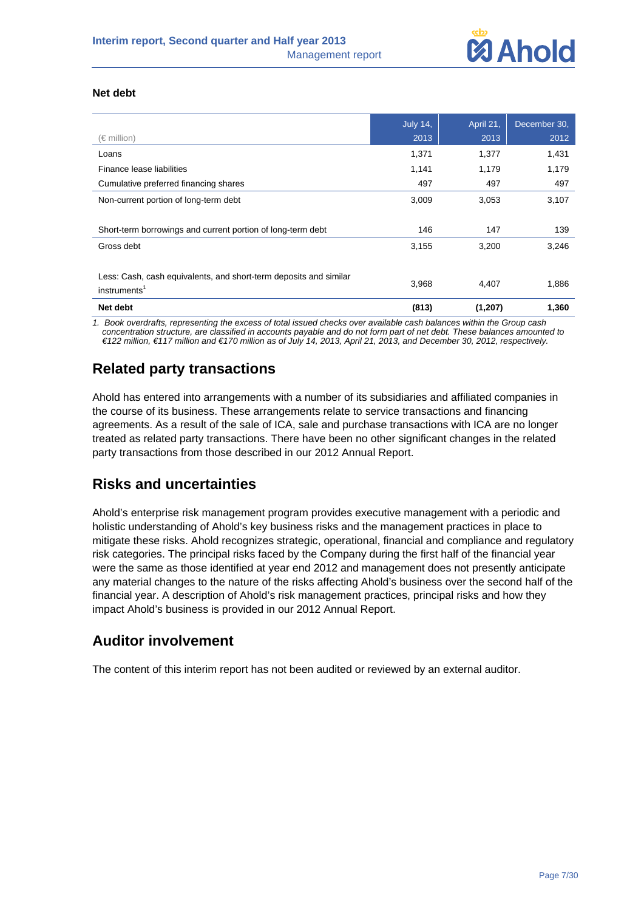**Net debt**

| (€ million) | July 14, 2013 | April 21, 2013 | December 30, 2012 |
|---|---|---|---|
| Loans | 1,371 | 1,377 | 1,431 |
| Finance lease liabilities | 1,141 | 1,179 | 1,179 |
| Cumulative preferred financing shares | 497 | 497 | 497 |
| Non-current portion of long-term debt | 3,009 | 3,053 | 3,107 |
| Short-term borrowings and current portion of long-term debt | 146 | 147 | 139 |
| Gross debt | 3,155 | 3,200 | 3,246 |
| Less: Cash, cash equivalents, and short-term deposits and similar instruments[1] | 3,968 | 4,407 | 1,886 |
| **Net debt** | **(813)** | **(1,207)** | **1,360** |

*1. Book overdrafts, representing the excess of total issued checks over available cash balances within the Group cash concentration structure, are classified in accounts payable and do not form part of net debt. These balances amounted to €122 million, €117 million and €170 million as of July 14, 2013, April 21, 2013, and December 30, 2012, respectively.*

## Related party transactions

Ahold has entered into arrangements with a number of its subsidiaries and affiliated companies in the course of its business. These arrangements relate to service transactions and financing agreements. As a result of the sale of ICA, sale and purchase transactions with ICA are no longer treated as related party transactions. There have been no other significant changes in the related party transactions from those described in our 2012 Annual Report.

## Risks and uncertainties

Ahold's enterprise risk management program provides executive management with a periodic and holistic understanding of Ahold's key business risks and the management practices in place to mitigate these risks. Ahold recognizes strategic, operational, financial and compliance and regulatory risk categories. The principal risks faced by the Company during the first half of the financial year were the same as those identified at year end 2012 and management does not presently anticipate any material changes to the nature of the risks affecting Ahold's business over the second half of the financial year. A description of Ahold's risk management practices, principal risks and how they impact Ahold's business is provided in our 2012 Annual Report.

## Auditor involvement

The content of this interim report has not been audited or reviewed by an external auditor.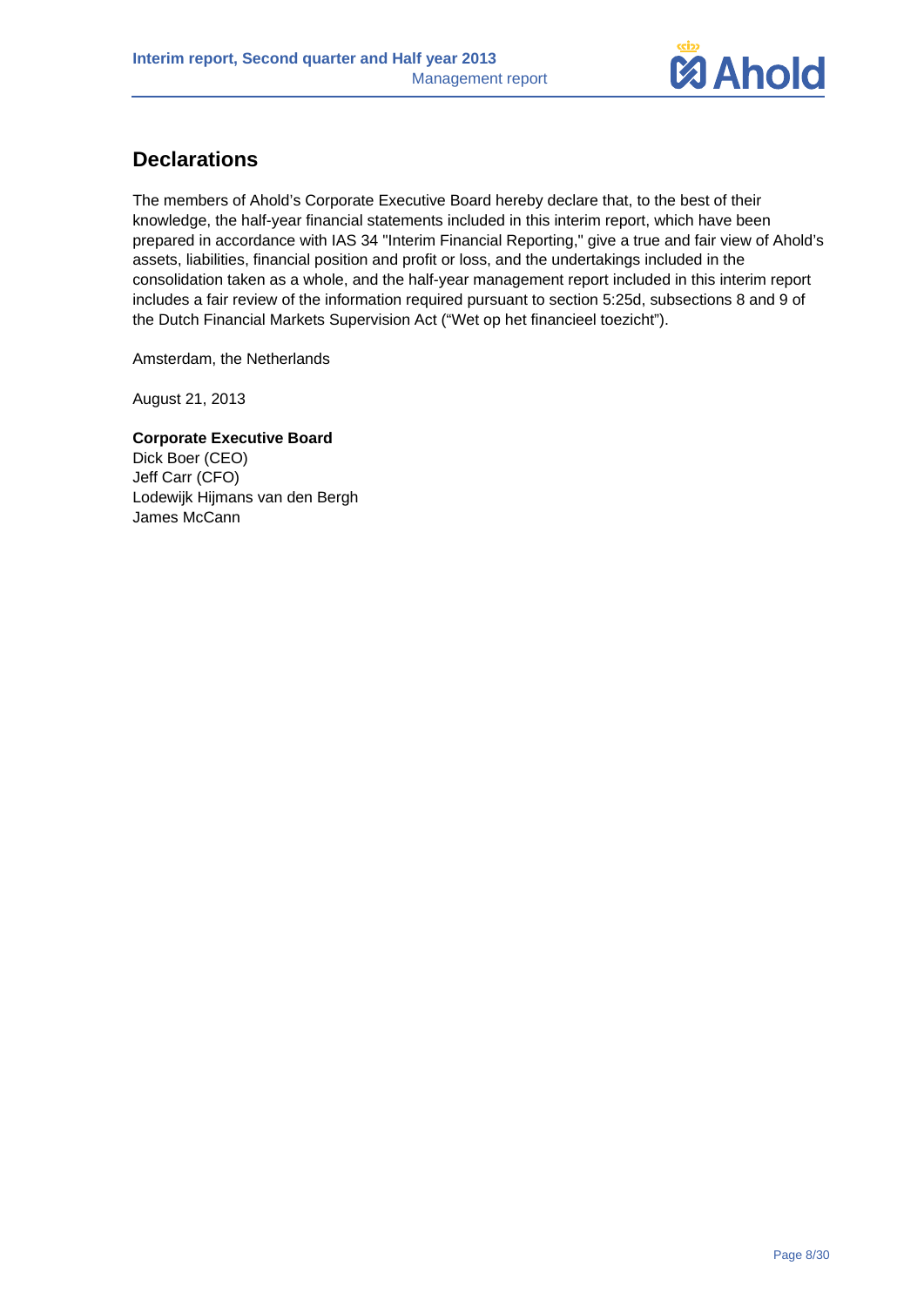## Declarations

The members of Ahold's Corporate Executive Board hereby declare that, to the best of their knowledge, the half-year financial statements included in this interim report, which have been prepared in accordance with IAS 34 "Interim Financial Reporting," give a true and fair view of Ahold's assets, liabilities, financial position and profit or loss, and the undertakings included in the consolidation taken as a whole, and the half-year management report included in this interim report includes a fair review of the information required pursuant to section 5:25d, subsections 8 and 9 of the Dutch Financial Markets Supervision Act ("Wet op het financieel toezicht").

Amsterdam, the Netherlands

August 21, 2013

**Corporate Executive Board**
Dick Boer (CEO)
Jeff Carr (CFO)
Lodewijk Hijmans van den Bergh
James McCann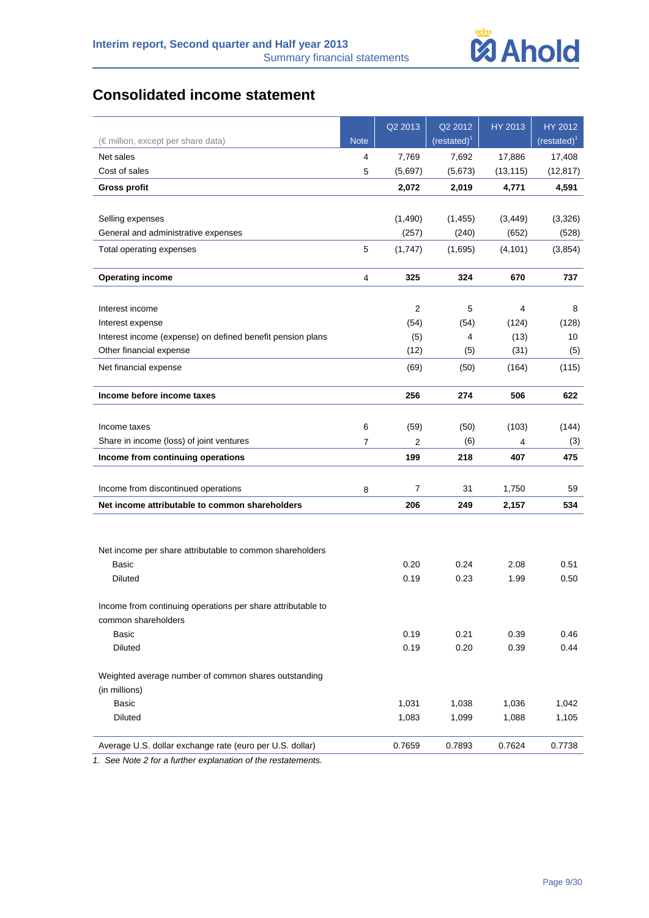# Consolidated income statement

| (€ million, except per share data) | Note | Q2 2013 | Q2 2012 (restated)[1] | HY 2013 | HY 2012 (restated)[1] |
|---|---|---|---|---|---|
| Net sales | 4 | 7,769 | 7,692 | 17,886 | 17,408 |
| Cost of sales | 5 | (5,697) | (5,673) | (13,115) | (12,817) |
| **Gross profit** | | **2,072** | **2,019** | **4,771** | **4,591** |
| | | | | | |
| Selling expenses | | (1,490) | (1,455) | (3,449) | (3,326) |
| General and administrative expenses | | (257) | (240) | (652) | (528) |
| Total operating expenses | 5 | (1,747) | (1,695) | (4,101) | (3,854) |
| | | | | | |
| **Operating income** | 4 | **325** | **324** | **670** | **737** |
| | | | | | |
| Interest income | | 2 | 5 | 4 | 8 |
| Interest expense | | (54) | (54) | (124) | (128) |
| Interest income (expense) on defined benefit pension plans | | (5) | 4 | (13) | 10 |
| Other financial expense | | (12) | (5) | (31) | (5) |
| Net financial expense | | (69) | (50) | (164) | (115) |
| | | | | | |
| **Income before income taxes** | | **256** | **274** | **506** | **622** |
| | | | | | |
| Income taxes | 6 | (59) | (50) | (103) | (144) |
| Share in income (loss) of joint ventures | 7 | 2 | (6) | 4 | (3) |
| **Income from continuing operations** | | **199** | **218** | **407** | **475** |
| | | | | | |
| Income from discontinued operations | 8 | 7 | 31 | 1,750 | 59 |
| **Net income attributable to common shareholders** | | **206** | **249** | **2,157** | **534** |
| | | | | | |
| Net income per share attributable to common shareholders | | | | | |
| Basic | | 0.20 | 0.24 | 2.08 | 0.51 |
| Diluted | | 0.19 | 0.23 | 1.99 | 0.50 |
| | | | | | |
| Income from continuing operations per share attributable to common shareholders | | | | | |
| Basic | | 0.19 | 0.21 | 0.39 | 0.46 |
| Diluted | | 0.19 | 0.20 | 0.39 | 0.44 |
| | | | | | |
| Weighted average number of common shares outstanding (in millions) | | | | | |
| Basic | | 1,031 | 1,038 | 1,036 | 1,042 |
| Diluted | | 1,083 | 1,099 | 1,088 | 1,105 |
| | | | | | |
| Average U.S. dollar exchange rate (euro per U.S. dollar) | | 0.7659 | 0.7893 | 0.7624 | 0.7738 |

*1. See Note 2 for a further explanation of the restatements.*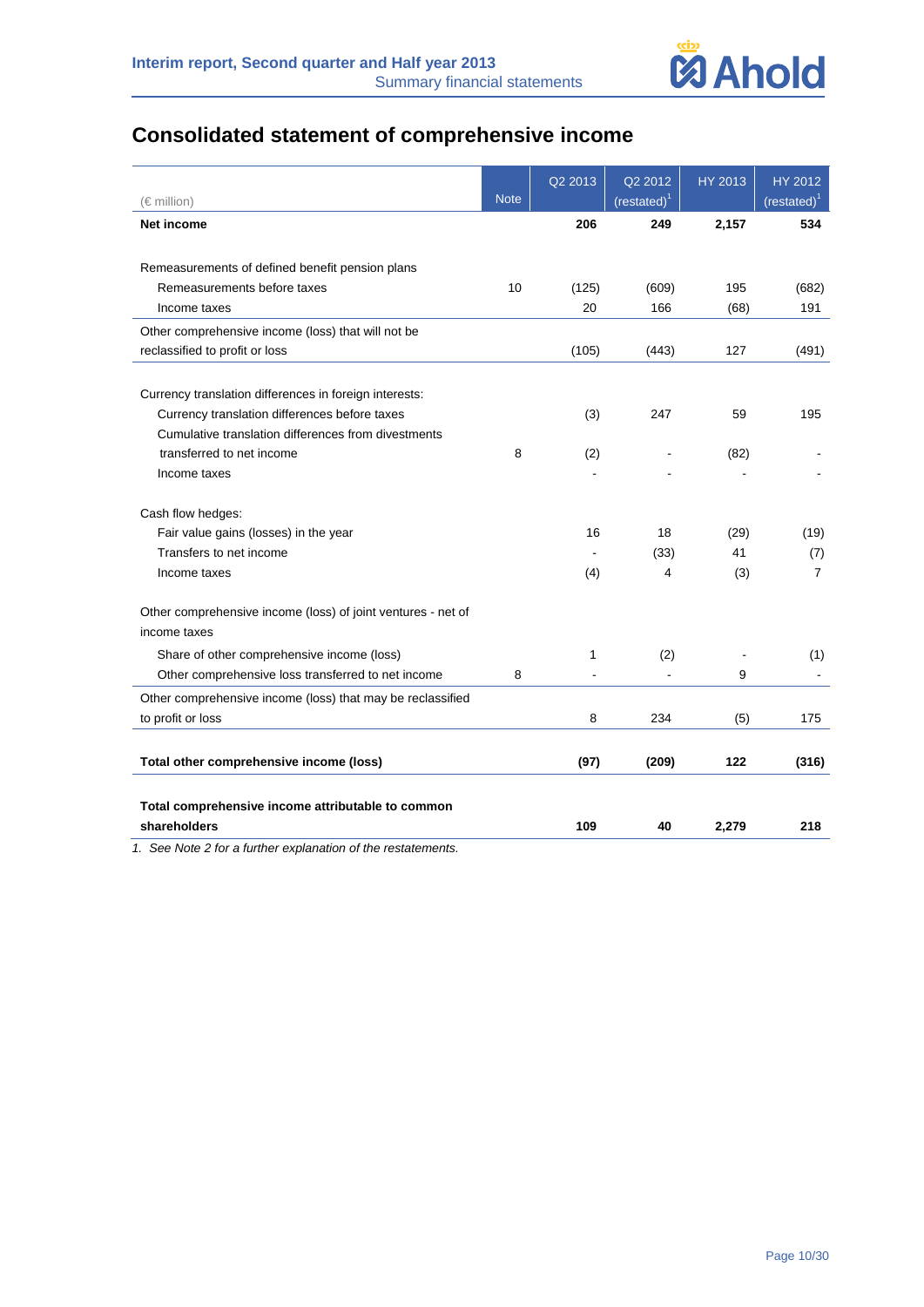# Consolidated statement of comprehensive income

| (€ million) | Note | Q2 2013 | Q2 2012 (restated)[1] | HY 2013 | HY 2012 (restated)[1] |
|---|---|---|---|---|---|
| **Net income** | | **206** | **249** | **2,157** | **534** |
| | | | | | |
| Remeasurements of defined benefit pension plans | | | | | |
| Remeasurements before taxes | 10 | (125) | (609) | 195 | (682) |
| Income taxes | | 20 | 166 | (68) | 191 |
| Other comprehensive income (loss) that will not be reclassified to profit or loss | | (105) | (443) | 127 | (491) |
| | | | | | |
| Currency translation differences in foreign interests: | | | | | |
| Currency translation differences before taxes | | (3) | 247 | 59 | 195 |
| Cumulative translation differences from divestments transferred to net income | 8 | (2) | - | (82) | - |
| Income taxes | | - | - | - | - |
| | | | | | |
| Cash flow hedges: | | | | | |
| Fair value gains (losses) in the year | | 16 | 18 | (29) | (19) |
| Transfers to net income | | - | (33) | 41 | (7) |
| Income taxes | | (4) | 4 | (3) | 7 |
| | | | | | |
| Other comprehensive income (loss) of joint ventures - net of income taxes | | | | | |
| Share of other comprehensive income (loss) | | 1 | (2) | - | (1) |
| Other comprehensive loss transferred to net income | 8 | - | - | 9 | - |
| Other comprehensive income (loss) that may be reclassified to profit or loss | | 8 | 234 | (5) | 175 |
| | | | | | |
| **Total other comprehensive income (loss)** | | **(97)** | **(209)** | **122** | **(316)** |
| | | | | | |
| **Total comprehensive income attributable to common shareholders** | | **109** | **40** | **2,279** | **218** |

*1. See Note 2 for a further explanation of the restatements.*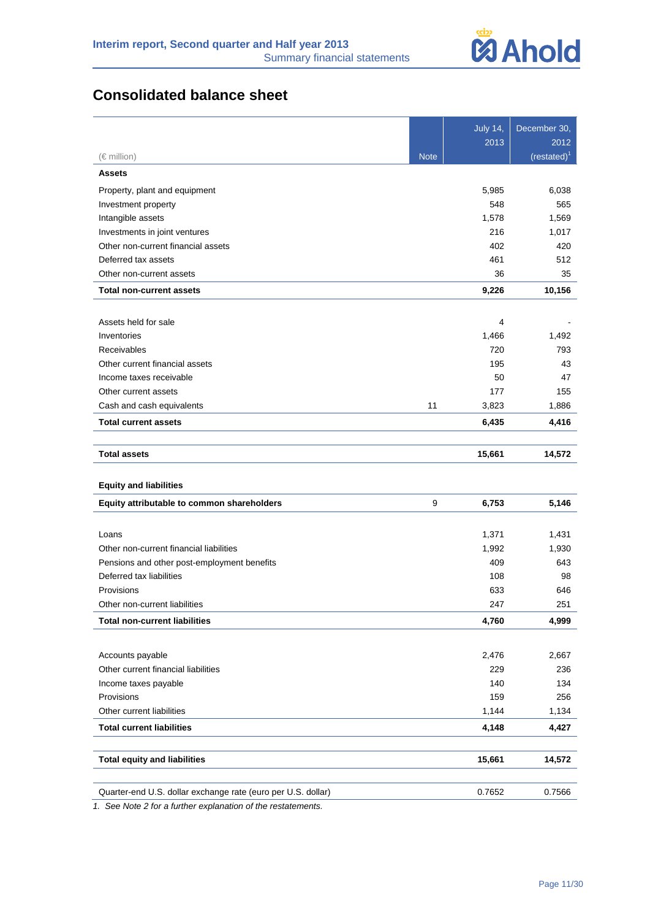# Consolidated balance sheet

| (€ million) | Note | July 14, 2013 | December 30, 2012 (restated)[1] |
|---|---|---|---|
| **Assets** | | | |
| Property, plant and equipment | | 5,985 | 6,038 |
| Investment property | | 548 | 565 |
| Intangible assets | | 1,578 | 1,569 |
| Investments in joint ventures | | 216 | 1,017 |
| Other non-current financial assets | | 402 | 420 |
| Deferred tax assets | | 461 | 512 |
| Other non-current assets | | 36 | 35 |
| **Total non-current assets** | | **9,226** | **10,156** |
| Assets held for sale | | 4 | - |
| Inventories | | 1,466 | 1,492 |
| Receivables | | 720 | 793 |
| Other current financial assets | | 195 | 43 |
| Income taxes receivable | | 50 | 47 |
| Other current assets | | 177 | 155 |
| Cash and cash equivalents | 11 | 3,823 | 1,886 |
| **Total current assets** | | **6,435** | **4,416** |
| **Total assets** | | **15,661** | **14,572** |
| **Equity and liabilities** | | | |
| **Equity attributable to common shareholders** | 9 | **6,753** | **5,146** |
| Loans | | 1,371 | 1,431 |
| Other non-current financial liabilities | | 1,992 | 1,930 |
| Pensions and other post-employment benefits | | 409 | 643 |
| Deferred tax liabilities | | 108 | 98 |
| Provisions | | 633 | 646 |
| Other non-current liabilities | | 247 | 251 |
| **Total non-current liabilities** | | **4,760** | **4,999** |
| Accounts payable | | 2,476 | 2,667 |
| Other current financial liabilities | | 229 | 236 |
| Income taxes payable | | 140 | 134 |
| Provisions | | 159 | 256 |
| Other current liabilities | | 1,144 | 1,134 |
| **Total current liabilities** | | **4,148** | **4,427** |
| **Total equity and liabilities** | | **15,661** | **14,572** |
| Quarter-end U.S. dollar exchange rate (euro per U.S. dollar) | | 0.7652 | 0.7566 |

*1. See Note 2 for a further explanation of the restatements.*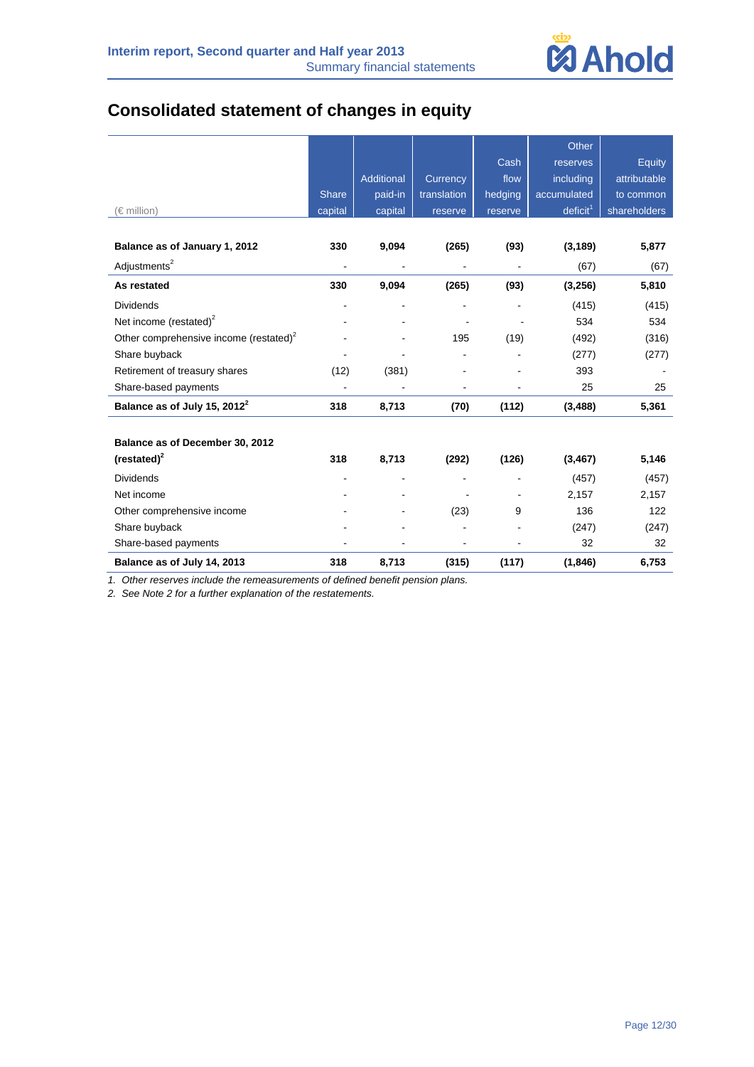# Consolidated statement of changes in equity

| (€ million) | Share capital | Additional paid-in capital | Currency translation reserve | Cash flow hedging reserve | Other reserves including accumulated deficit[1] | Equity attributable to common shareholders |
|---|---|---|---|---|---|---|
| **Balance as of January 1, 2012** | **330** | **9,094** | **(265)** | **(93)** | **(3,189)** | **5,877** |
| Adjustments[2] | - | - | - | - | (67) | (67) |
| **As restated** | **330** | **9,094** | **(265)** | **(93)** | **(3,256)** | **5,810** |
| Dividends | - | - | - | - | (415) | (415) |
| Net income (restated)[2] | - | - | - | - | 534 | 534 |
| Other comprehensive income (restated)[2] | - | - | 195 | (19) | (492) | (316) |
| Share buyback | - | - | - | - | (277) | (277) |
| Retirement of treasury shares | (12) | (381) | - | - | 393 | - |
| Share-based payments | - | - | - | - | 25 | 25 |
| **Balance as of July 15, 2012[2]** | **318** | **8,713** | **(70)** | **(112)** | **(3,488)** | **5,361** |
| | | | | | | |
| **Balance as of December 30, 2012 (restated)[2]** | **318** | **8,713** | **(292)** | **(126)** | **(3,467)** | **5,146** |
| Dividends | - | - | - | - | (457) | (457) |
| Net income | - | - | - | - | 2,157 | 2,157 |
| Other comprehensive income | - | - | (23) | 9 | 136 | 122 |
| Share buyback | - | - | - | - | (247) | (247) |
| Share-based payments | - | - | - | - | 32 | 32 |
| **Balance as of July 14, 2013** | **318** | **8,713** | **(315)** | **(117)** | **(1,846)** | **6,753** |

*1. Other reserves include the remeasurements of defined benefit pension plans.*

*2. See Note 2 for a further explanation of the restatements.*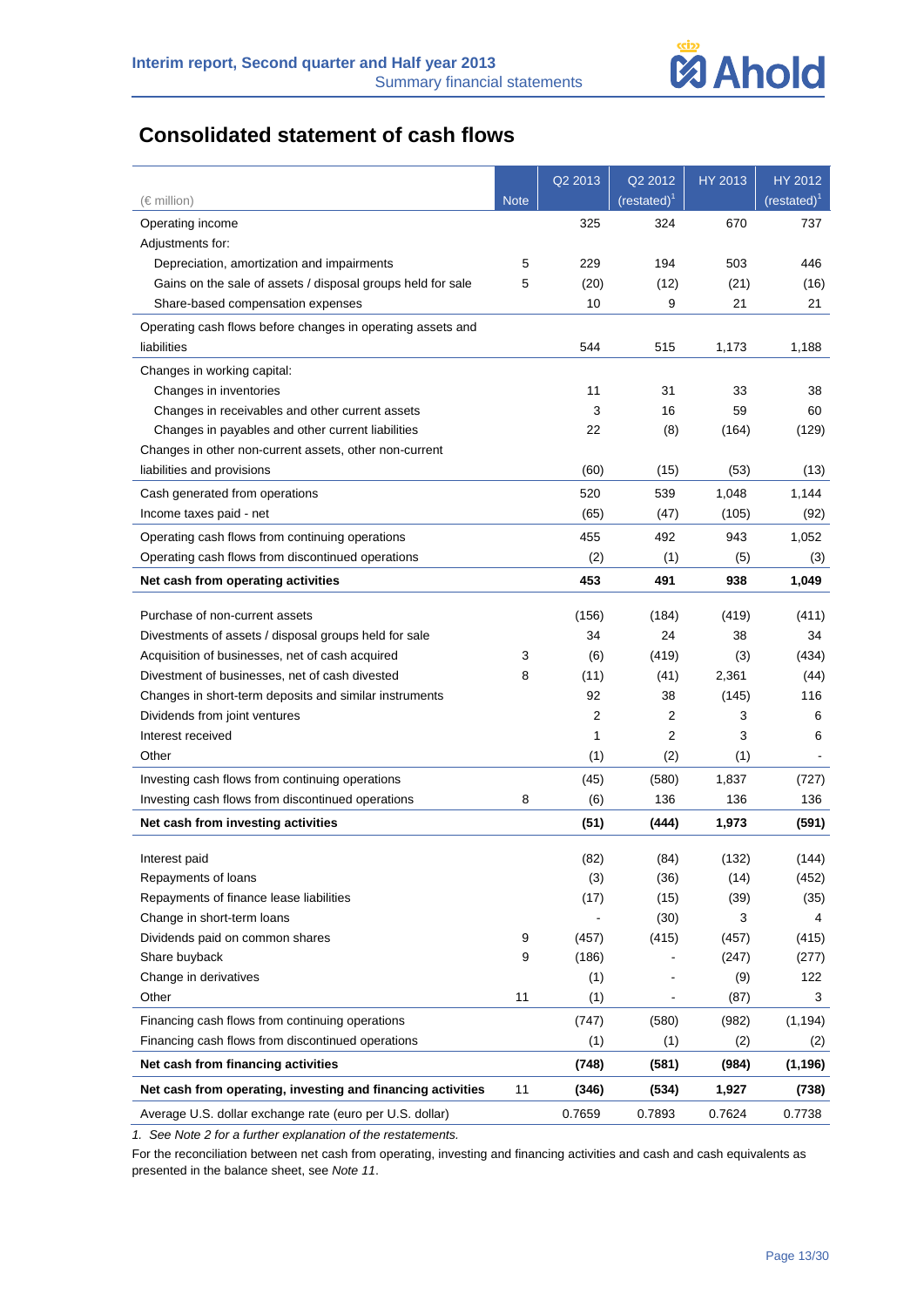# Consolidated statement of cash flows

| (€ million) | Note | Q2 2013 | Q2 2012 (restated)[1] | HY 2013 | HY 2012 (restated)[1] |
|---|---|---|---|---|---|
| Operating income | | 325 | 324 | 670 | 737 |
| Adjustments for: | | | | | |
| Depreciation, amortization and impairments | 5 | 229 | 194 | 503 | 446 |
| Gains on the sale of assets / disposal groups held for sale | 5 | (20) | (12) | (21) | (16) |
| Share-based compensation expenses | | 10 | 9 | 21 | 21 |
| Operating cash flows before changes in operating assets and liabilities | | 544 | 515 | 1,173 | 1,188 |
| Changes in working capital: | | | | | |
| Changes in inventories | | 11 | 31 | 33 | 38 |
| Changes in receivables and other current assets | | 3 | 16 | 59 | 60 |
| Changes in payables and other current liabilities | | 22 | (8) | (164) | (129) |
| Changes in other non-current assets, other non-current liabilities and provisions | | (60) | (15) | (53) | (13) |
| Cash generated from operations | | 520 | 539 | 1,048 | 1,144 |
| Income taxes paid - net | | (65) | (47) | (105) | (92) |
| Operating cash flows from continuing operations | | 455 | 492 | 943 | 1,052 |
| Operating cash flows from discontinued operations | | (2) | (1) | (5) | (3) |
| **Net cash from operating activities** | | **453** | **491** | **938** | **1,049** |
| Purchase of non-current assets | | (156) | (184) | (419) | (411) |
| Divestments of assets / disposal groups held for sale | | 34 | 24 | 38 | 34 |
| Acquisition of businesses, net of cash acquired | 3 | (6) | (419) | (3) | (434) |
| Divestment of businesses, net of cash divested | 8 | (11) | (41) | 2,361 | (44) |
| Changes in short-term deposits and similar instruments | | 92 | 38 | (145) | 116 |
| Dividends from joint ventures | | 2 | 2 | 3 | 6 |
| Interest received | | 1 | 2 | 3 | 6 |
| Other | | (1) | (2) | (1) | - |
| Investing cash flows from continuing operations | | (45) | (580) | 1,837 | (727) |
| Investing cash flows from discontinued operations | 8 | (6) | 136 | 136 | 136 |
| **Net cash from investing activities** | | **(51)** | **(444)** | **1,973** | **(591)** |
| Interest paid | | (82) | (84) | (132) | (144) |
| Repayments of loans | | (3) | (36) | (14) | (452) |
| Repayments of finance lease liabilities | | (17) | (15) | (39) | (35) |
| Change in short-term loans | | - | (30) | 3 | 4 |
| Dividends paid on common shares | 9 | (457) | (415) | (457) | (415) |
| Share buyback | 9 | (186) | - | (247) | (277) |
| Change in derivatives | | (1) | - | (9) | 122 |
| Other | 11 | (1) | - | (87) | 3 |
| Financing cash flows from continuing operations | | (747) | (580) | (982) | (1,194) |
| Financing cash flows from discontinued operations | | (1) | (1) | (2) | (2) |
| **Net cash from financing activities** | | **(748)** | **(581)** | **(984)** | **(1,196)** |
| **Net cash from operating, investing and financing activities** | 11 | **(346)** | **(534)** | **1,927** | **(738)** |
| Average U.S. dollar exchange rate (euro per U.S. dollar) | | 0.7659 | 0.7893 | 0.7624 | 0.7738 |

*1. See Note 2 for a further explanation of the restatements.*

For the reconciliation between net cash from operating, investing and financing activities and cash and cash equivalents as presented in the balance sheet, see *Note 11*.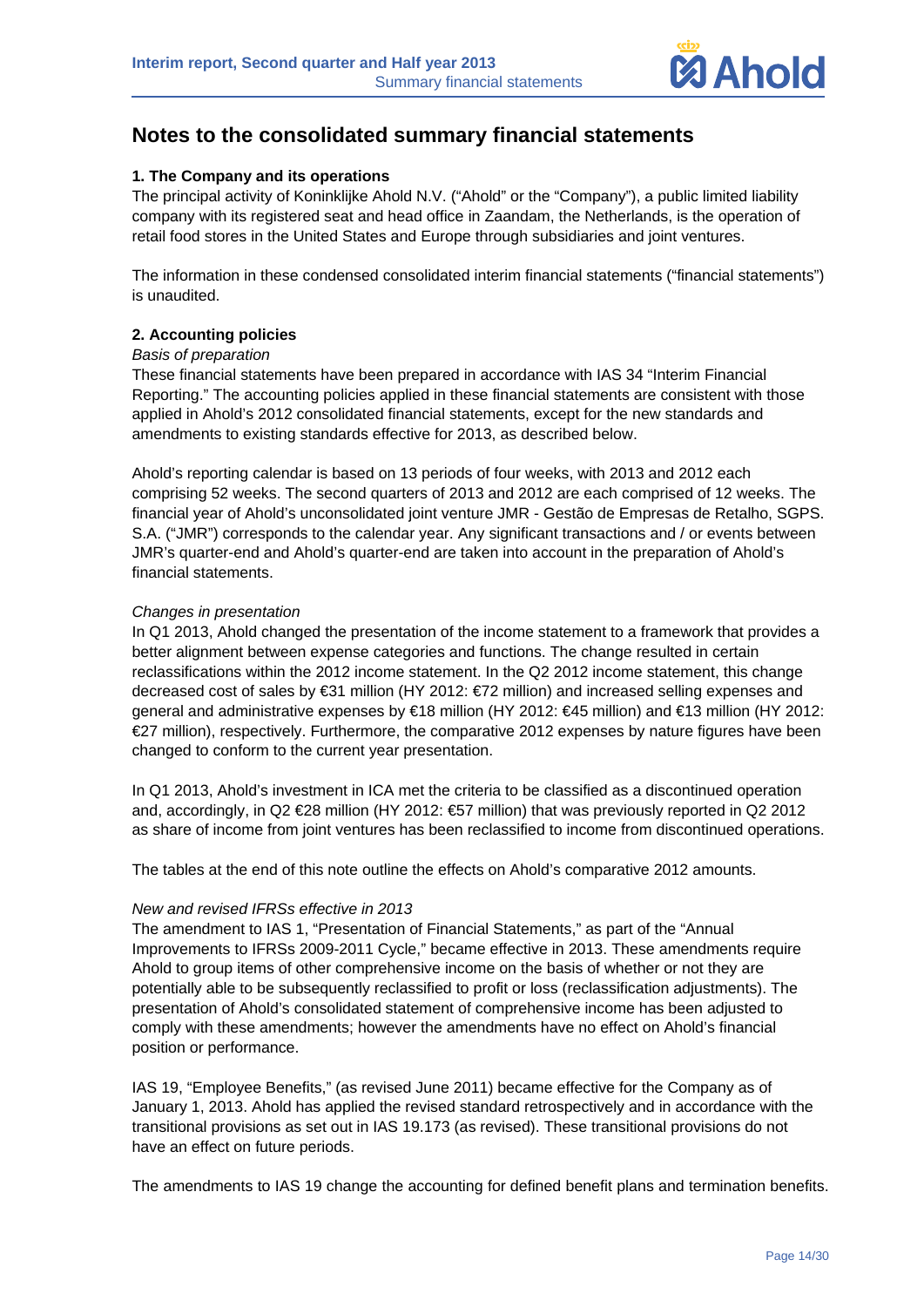# Notes to the consolidated summary financial statements

### 1. The Company and its operations

The principal activity of Koninklijke Ahold N.V. ("Ahold" or the "Company"), a public limited liability company with its registered seat and head office in Zaandam, the Netherlands, is the operation of retail food stores in the United States and Europe through subsidiaries and joint ventures.

The information in these condensed consolidated interim financial statements ("financial statements") is unaudited.

### 2. Accounting policies

*Basis of preparation*

These financial statements have been prepared in accordance with IAS 34 "Interim Financial Reporting." The accounting policies applied in these financial statements are consistent with those applied in Ahold's 2012 consolidated financial statements, except for the new standards and amendments to existing standards effective for 2013, as described below.

Ahold's reporting calendar is based on 13 periods of four weeks, with 2013 and 2012 each comprising 52 weeks. The second quarters of 2013 and 2012 are each comprised of 12 weeks. The financial year of Ahold's unconsolidated joint venture JMR - Gestão de Empresas de Retalho, SGPS. S.A. ("JMR") corresponds to the calendar year. Any significant transactions and / or events between JMR's quarter-end and Ahold's quarter-end are taken into account in the preparation of Ahold's financial statements.

*Changes in presentation*

In Q1 2013, Ahold changed the presentation of the income statement to a framework that provides a better alignment between expense categories and functions. The change resulted in certain reclassifications within the 2012 income statement. In the Q2 2012 income statement, this change decreased cost of sales by €31 million (HY 2012: €72 million) and increased selling expenses and general and administrative expenses by €18 million (HY 2012: €45 million) and €13 million (HY 2012: €27 million), respectively. Furthermore, the comparative 2012 expenses by nature figures have been changed to conform to the current year presentation.

In Q1 2013, Ahold's investment in ICA met the criteria to be classified as a discontinued operation and, accordingly, in Q2 €28 million (HY 2012: €57 million) that was previously reported in Q2 2012 as share of income from joint ventures has been reclassified to income from discontinued operations.

The tables at the end of this note outline the effects on Ahold's comparative 2012 amounts.

*New and revised IFRSs effective in 2013*

The amendment to IAS 1, "Presentation of Financial Statements," as part of the "Annual Improvements to IFRSs 2009-2011 Cycle," became effective in 2013. These amendments require Ahold to group items of other comprehensive income on the basis of whether or not they are potentially able to be subsequently reclassified to profit or loss (reclassification adjustments). The presentation of Ahold's consolidated statement of comprehensive income has been adjusted to comply with these amendments; however the amendments have no effect on Ahold's financial position or performance.

IAS 19, "Employee Benefits," (as revised June 2011) became effective for the Company as of January 1, 2013. Ahold has applied the revised standard retrospectively and in accordance with the transitional provisions as set out in IAS 19.173 (as revised). These transitional provisions do not have an effect on future periods.

The amendments to IAS 19 change the accounting for defined benefit plans and termination benefits.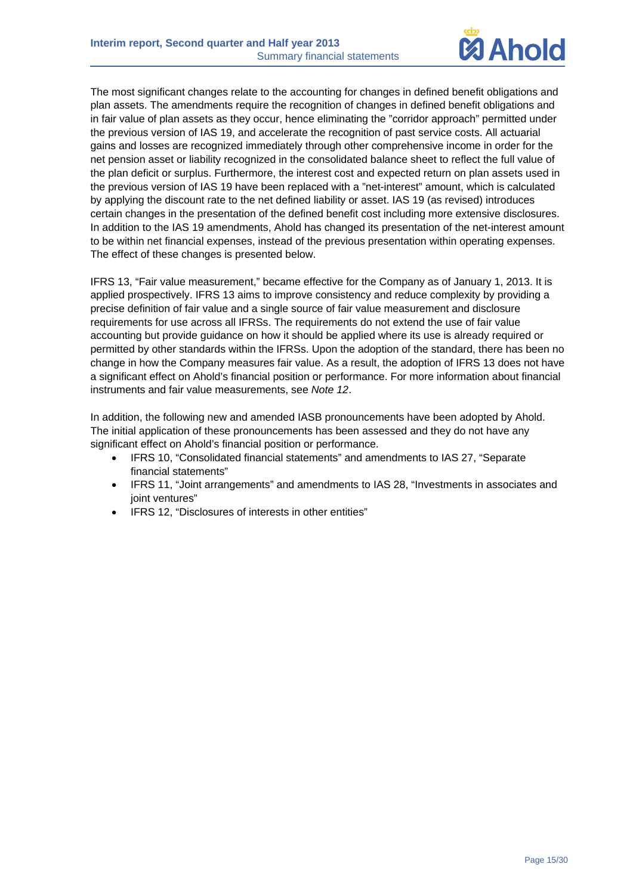The most significant changes relate to the accounting for changes in defined benefit obligations and plan assets. The amendments require the recognition of changes in defined benefit obligations and in fair value of plan assets as they occur, hence eliminating the "corridor approach" permitted under the previous version of IAS 19, and accelerate the recognition of past service costs. All actuarial gains and losses are recognized immediately through other comprehensive income in order for the net pension asset or liability recognized in the consolidated balance sheet to reflect the full value of the plan deficit or surplus. Furthermore, the interest cost and expected return on plan assets used in the previous version of IAS 19 have been replaced with a "net-interest" amount, which is calculated by applying the discount rate to the net defined liability or asset. IAS 19 (as revised) introduces certain changes in the presentation of the defined benefit cost including more extensive disclosures. In addition to the IAS 19 amendments, Ahold has changed its presentation of the net-interest amount to be within net financial expenses, instead of the previous presentation within operating expenses. The effect of these changes is presented below.

IFRS 13, "Fair value measurement," became effective for the Company as of January 1, 2013. It is applied prospectively. IFRS 13 aims to improve consistency and reduce complexity by providing a precise definition of fair value and a single source of fair value measurement and disclosure requirements for use across all IFRSs. The requirements do not extend the use of fair value accounting but provide guidance on how it should be applied where its use is already required or permitted by other standards within the IFRSs. Upon the adoption of the standard, there has been no change in how the Company measures fair value. As a result, the adoption of IFRS 13 does not have a significant effect on Ahold's financial position or performance. For more information about financial instruments and fair value measurements, see *Note 12*.

In addition, the following new and amended IASB pronouncements have been adopted by Ahold. The initial application of these pronouncements has been assessed and they do not have any significant effect on Ahold's financial position or performance.

- IFRS 10, "Consolidated financial statements" and amendments to IAS 27, "Separate financial statements"
- IFRS 11, "Joint arrangements" and amendments to IAS 28, "Investments in associates and joint ventures"
- IFRS 12, "Disclosures of interests in other entities"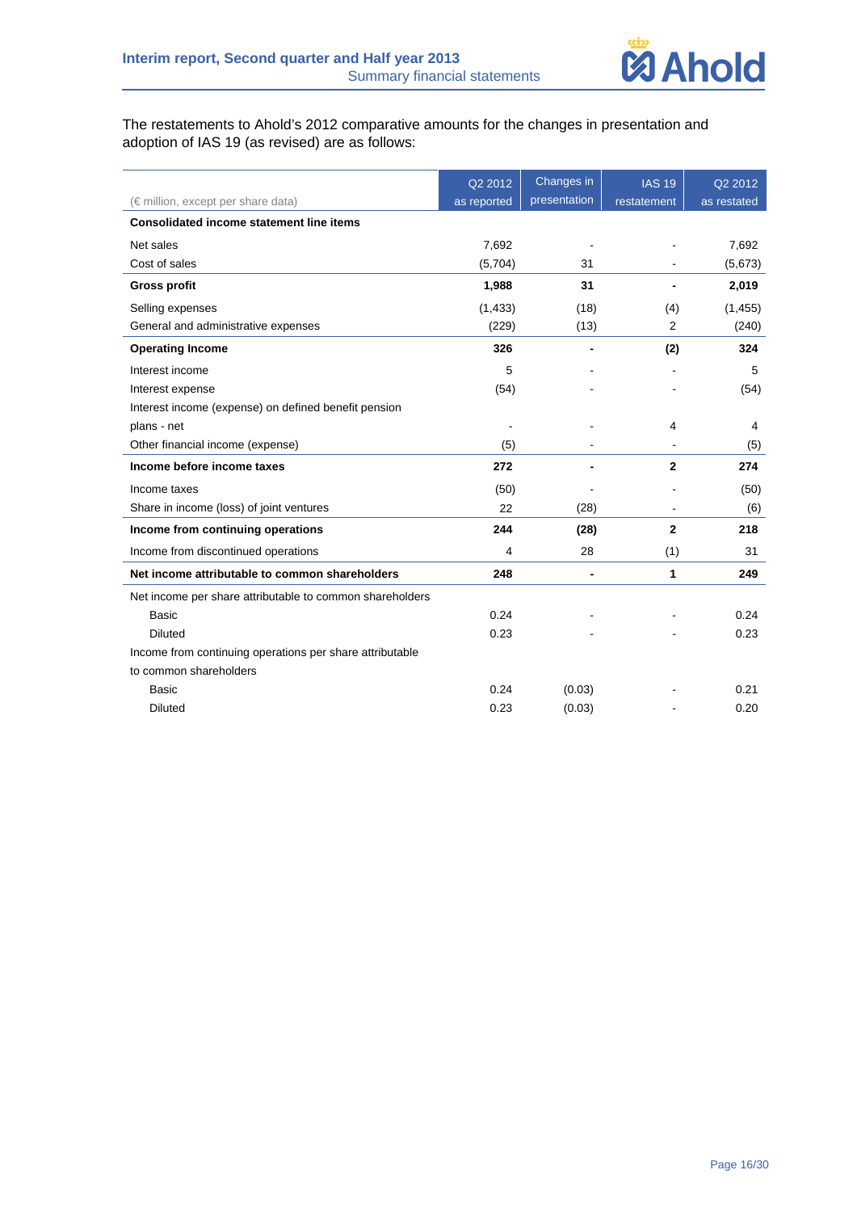The restatements to Ahold's 2012 comparative amounts for the changes in presentation and adoption of IAS 19 (as revised) are as follows:

| (€ million, except per share data) | Q2 2012 as reported | Changes in presentation | IAS 19 restatement | Q2 2012 as restated |
|---|---|---|---|---|
| **Consolidated income statement line items** | | | | |
| Net sales | 7,692 | - | - | 7,692 |
| Cost of sales | (5,704) | 31 | - | (5,673) |
| **Gross profit** | **1,988** | **31** | **-** | **2,019** |
| Selling expenses | (1,433) | (18) | (4) | (1,455) |
| General and administrative expenses | (229) | (13) | 2 | (240) |
| **Operating Income** | **326** | **-** | **(2)** | **324** |
| Interest income | 5 | - | - | 5 |
| Interest expense | (54) | - | - | (54) |
| Interest income (expense) on defined benefit pension plans - net | - | - | 4 | 4 |
| Other financial income (expense) | (5) | - | - | (5) |
| **Income before income taxes** | **272** | **-** | **2** | **274** |
| Income taxes | (50) | - | - | (50) |
| Share in income (loss) of joint ventures | 22 | (28) | - | (6) |
| **Income from continuing operations** | **244** | **(28)** | **2** | **218** |
| Income from discontinued operations | 4 | 28 | (1) | 31 |
| **Net income attributable to common shareholders** | **248** | **-** | **1** | **249** |
| Net income per share attributable to common shareholders | | | | |
| Basic | 0.24 | - | - | 0.24 |
| Diluted | 0.23 | - | - | 0.23 |
| Income from continuing operations per share attributable to common shareholders | | | | |
| Basic | 0.24 | (0.03) | - | 0.21 |
| Diluted | 0.23 | (0.03) | - | 0.20 |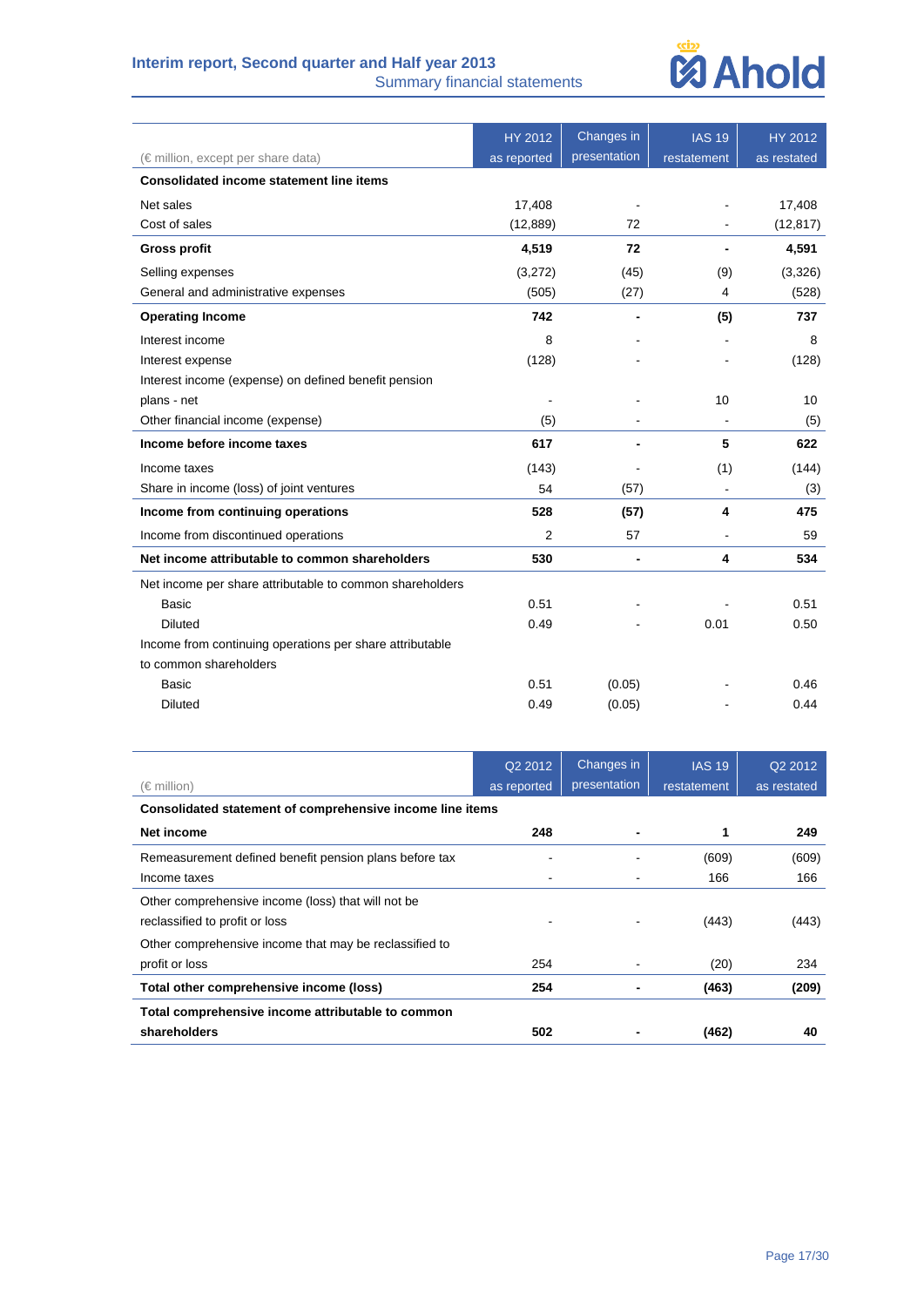| (€ million, except per share data) | HY 2012 as reported | Changes in presentation | IAS 19 restatement | HY 2012 as restated |
|---|---|---|---|---|
| **Consolidated income statement line items** | | | | |
| Net sales | 17,408 | - | - | 17,408 |
| Cost of sales | (12,889) | 72 | - | (12,817) |
| **Gross profit** | **4,519** | **72** | **-** | **4,591** |
| Selling expenses | (3,272) | (45) | (9) | (3,326) |
| General and administrative expenses | (505) | (27) | 4 | (528) |
| **Operating Income** | **742** | **-** | **(5)** | **737** |
| Interest income | 8 | - | - | 8 |
| Interest expense | (128) | - | - | (128) |
| Interest income (expense) on defined benefit pension plans - net | - | - | 10 | 10 |
| Other financial income (expense) | (5) | - | - | (5) |
| **Income before income taxes** | **617** | **-** | **5** | **622** |
| Income taxes | (143) | - | (1) | (144) |
| Share in income (loss) of joint ventures | 54 | (57) | - | (3) |
| **Income from continuing operations** | **528** | **(57)** | **4** | **475** |
| Income from discontinued operations | 2 | 57 | - | 59 |
| **Net income attributable to common shareholders** | **530** | **-** | **4** | **534** |
| Net income per share attributable to common shareholders | | | | |
| Basic | 0.51 | - | - | 0.51 |
| Diluted | 0.49 | - | 0.01 | 0.50 |
| Income from continuing operations per share attributable to common shareholders | | | | |
| Basic | 0.51 | (0.05) | - | 0.46 |
| Diluted | 0.49 | (0.05) | - | 0.44 |

| (€ million) | Q2 2012 as reported | Changes in presentation | IAS 19 restatement | Q2 2012 as restated |
|---|---|---|---|---|
| **Consolidated statement of comprehensive income line items** | | | | |
| **Net income** | **248** | **-** | **1** | **249** |
| Remeasurement defined benefit pension plans before tax | - | - | (609) | (609) |
| Income taxes | - | - | 166 | 166 |
| Other comprehensive income (loss) that will not be reclassified to profit or loss | - | - | (443) | (443) |
| Other comprehensive income that may be reclassified to profit or loss | 254 | - | (20) | 234 |
| **Total other comprehensive income (loss)** | **254** | **-** | **(463)** | **(209)** |
| **Total comprehensive income attributable to common shareholders** | **502** | **-** | **(462)** | **40** |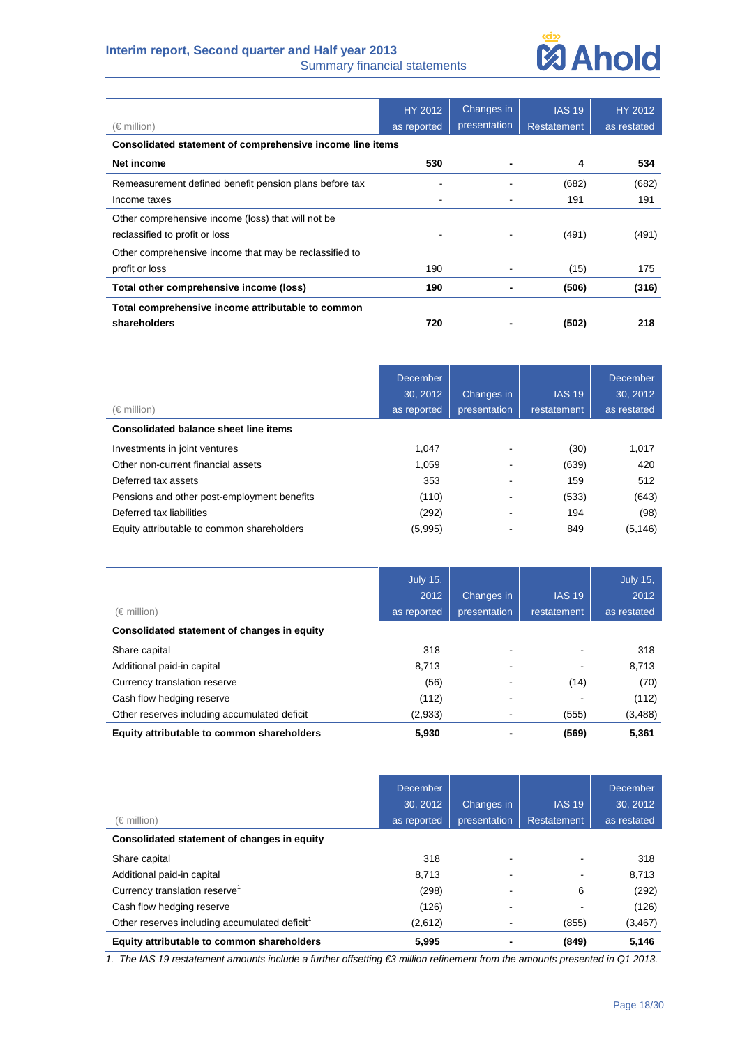| (€ million) | HY 2012 as reported | Changes in presentation | IAS 19 Restatement | HY 2012 as restated |
|---|---|---|---|---|
| **Consolidated statement of comprehensive income line items** | | | | |
| **Net income** | **530** | **-** | **4** | **534** |
| Remeasurement defined benefit pension plans before tax | - | - | (682) | (682) |
| Income taxes | - | - | 191 | 191 |
| Other comprehensive income (loss) that will not be reclassified to profit or loss | - | - | (491) | (491) |
| Other comprehensive income that may be reclassified to profit or loss | 190 | - | (15) | 175 |
| **Total other comprehensive income (loss)** | **190** | **-** | **(506)** | **(316)** |
| **Total comprehensive income attributable to common shareholders** | **720** | **-** | **(502)** | **218** |

| (€ million) | December 30, 2012 as reported | Changes in presentation | IAS 19 restatement | December 30, 2012 as restated |
|---|---|---|---|---|
| **Consolidated balance sheet line items** | | | | |
| Investments in joint ventures | 1,047 | - | (30) | 1,017 |
| Other non-current financial assets | 1,059 | - | (639) | 420 |
| Deferred tax assets | 353 | - | 159 | 512 |
| Pensions and other post-employment benefits | (110) | - | (533) | (643) |
| Deferred tax liabilities | (292) | - | 194 | (98) |
| Equity attributable to common shareholders | (5,995) | - | 849 | (5,146) |

| (€ million) | July 15, 2012 as reported | Changes in presentation | IAS 19 restatement | July 15, 2012 as restated |
|---|---|---|---|---|
| **Consolidated statement of changes in equity** | | | | |
| Share capital | 318 | - | - | 318 |
| Additional paid-in capital | 8,713 | - | - | 8,713 |
| Currency translation reserve | (56) | - | (14) | (70) |
| Cash flow hedging reserve | (112) | - | - | (112) |
| Other reserves including accumulated deficit | (2,933) | - | (555) | (3,488) |
| **Equity attributable to common shareholders** | **5,930** | **-** | **(569)** | **5,361** |

| (€ million) | December 30, 2012 as reported | Changes in presentation | IAS 19 Restatement | December 30, 2012 as restated |
|---|---|---|---|---|
| **Consolidated statement of changes in equity** | | | | |
| Share capital | 318 | - | - | 318 |
| Additional paid-in capital | 8,713 | - | - | 8,713 |
| Currency translation reserve[1] | (298) | - | 6 | (292) |
| Cash flow hedging reserve | (126) | - | - | (126) |
| Other reserves including accumulated deficit[1] | (2,612) | - | (855) | (3,467) |
| **Equity attributable to common shareholders** | **5,995** | **-** | **(849)** | **5,146** |

*1. The IAS 19 restatement amounts include a further offsetting €3 million refinement from the amounts presented in Q1 2013.*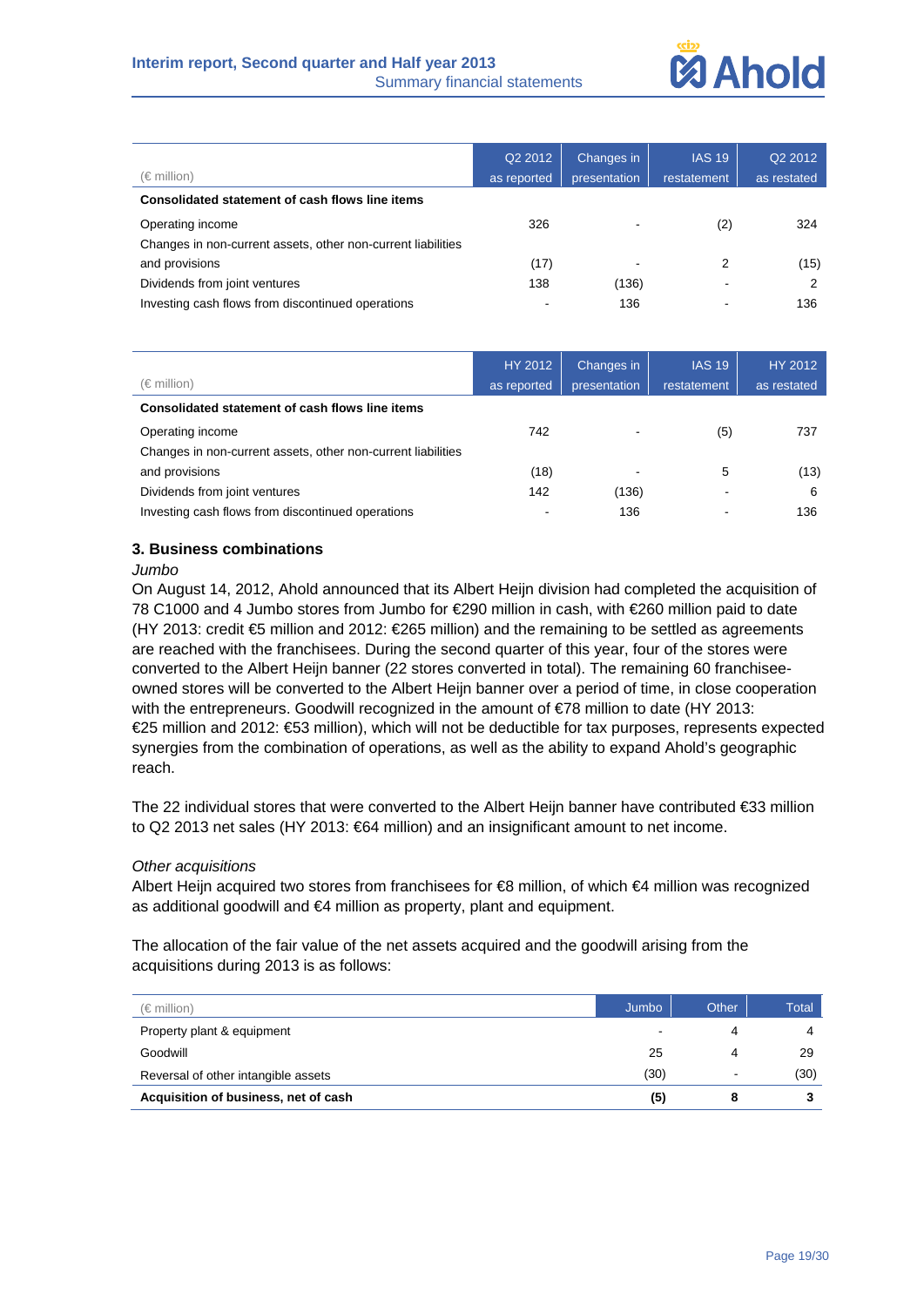| (€ million) | Q2 2012 as reported | Changes in presentation | IAS 19 restatement | Q2 2012 as restated |
|---|---|---|---|---|
| **Consolidated statement of cash flows line items** | | | | |
| Operating income | 326 | - | (2) | 324 |
| Changes in non-current assets, other non-current liabilities and provisions | (17) | - | 2 | (15) |
| Dividends from joint ventures | 138 | (136) | - | 2 |
| Investing cash flows from discontinued operations | - | 136 | - | 136 |

| (€ million) | HY 2012 as reported | Changes in presentation | IAS 19 restatement | HY 2012 as restated |
|---|---|---|---|---|
| **Consolidated statement of cash flows line items** | | | | |
| Operating income | 742 | - | (5) | 737 |
| Changes in non-current assets, other non-current liabilities and provisions | (18) | - | 5 | (13) |
| Dividends from joint ventures | 142 | (136) | - | 6 |
| Investing cash flows from discontinued operations | - | 136 | - | 136 |

### 3. Business combinations

*Jumbo*

On August 14, 2012, Ahold announced that its Albert Heijn division had completed the acquisition of 78 C1000 and 4 Jumbo stores from Jumbo for €290 million in cash, with €260 million paid to date (HY 2013: credit €5 million and 2012: €265 million) and the remaining to be settled as agreements are reached with the franchisees. During the second quarter of this year, four of the stores were converted to the Albert Heijn banner (22 stores converted in total). The remaining 60 franchisee-owned stores will be converted to the Albert Heijn banner over a period of time, in close cooperation with the entrepreneurs. Goodwill recognized in the amount of €78 million to date (HY 2013: €25 million and 2012: €53 million), which will not be deductible for tax purposes, represents expected synergies from the combination of operations, as well as the ability to expand Ahold's geographic reach.

The 22 individual stores that were converted to the Albert Heijn banner have contributed €33 million to Q2 2013 net sales (HY 2013: €64 million) and an insignificant amount to net income.

*Other acquisitions*

Albert Heijn acquired two stores from franchisees for €8 million, of which €4 million was recognized as additional goodwill and €4 million as property, plant and equipment.

The allocation of the fair value of the net assets acquired and the goodwill arising from the acquisitions during 2013 is as follows:

| (€ million) | Jumbo | Other | Total |
|---|---|---|---|
| Property plant & equipment | - | 4 | 4 |
| Goodwill | 25 | 4 | 29 |
| Reversal of other intangible assets | (30) | - | (30) |
| **Acquisition of business, net of cash** | **(5)** | **8** | **3** |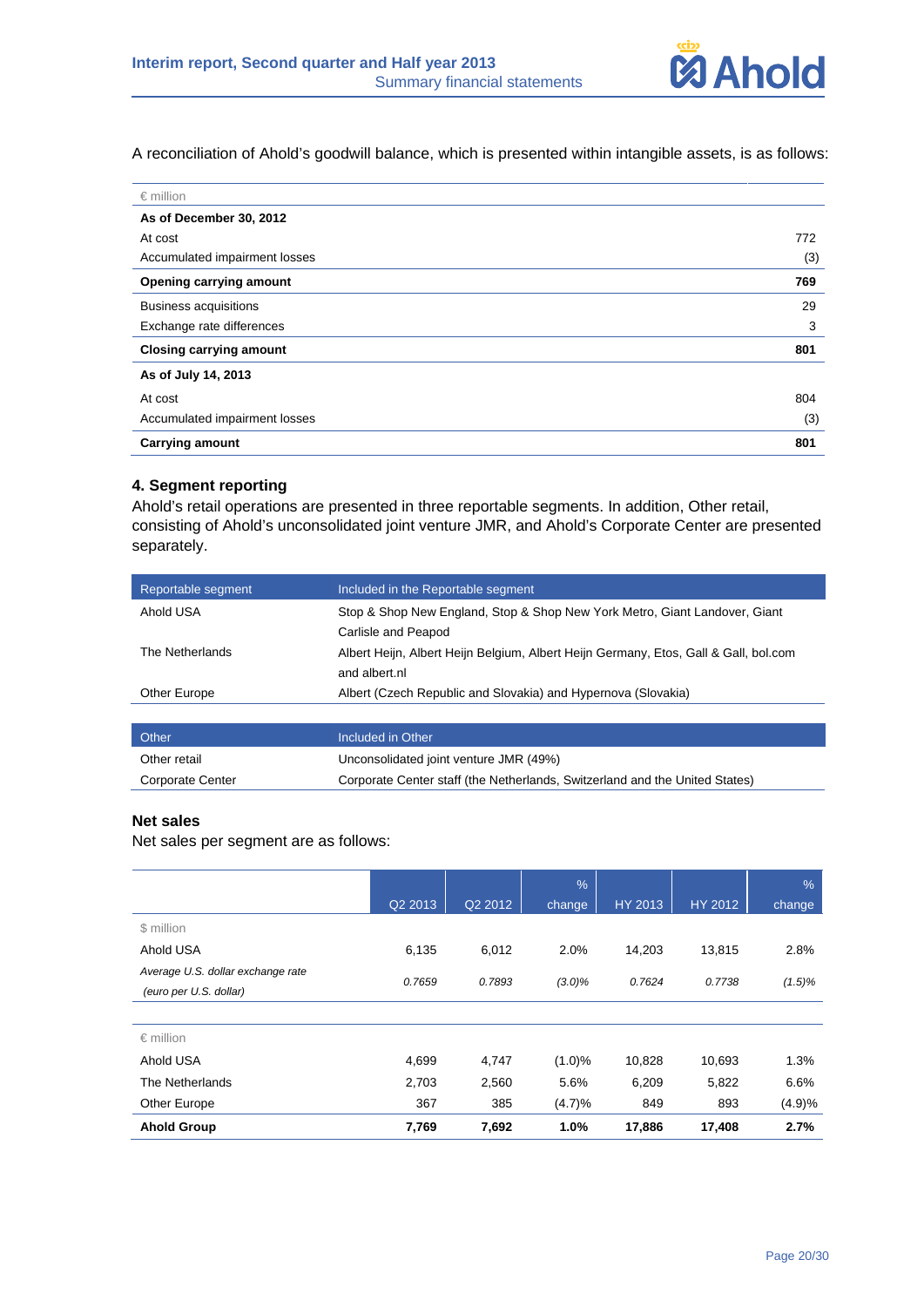A reconciliation of Ahold's goodwill balance, which is presented within intangible assets, is as follows:

| € million | |
|---|---|
| **As of December 30, 2012** | |
| At cost | 772 |
| Accumulated impairment losses | (3) |
| **Opening carrying amount** | **769** |
| Business acquisitions | 29 |
| Exchange rate differences | 3 |
| **Closing carrying amount** | **801** |
| **As of July 14, 2013** | |
| At cost | 804 |
| Accumulated impairment losses | (3) |
| **Carrying amount** | **801** |

## 4. Segment reporting

Ahold's retail operations are presented in three reportable segments. In addition, Other retail, consisting of Ahold's unconsolidated joint venture JMR, and Ahold's Corporate Center are presented separately.

| Reportable segment | Included in the Reportable segment |
|---|---|
| Ahold USA | Stop & Shop New England, Stop & Shop New York Metro, Giant Landover, Giant Carlisle and Peapod |
| The Netherlands | Albert Heijn, Albert Heijn Belgium, Albert Heijn Germany, Etos, Gall & Gall, bol.com and albert.nl |
| Other Europe | Albert (Czech Republic and Slovakia) and Hypernova (Slovakia) |

| Other | Included in Other |
|---|---|
| Other retail | Unconsolidated joint venture JMR (49%) |
| Corporate Center | Corporate Center staff (the Netherlands, Switzerland and the United States) |

### Net sales

Net sales per segment are as follows:

| | Q2 2013 | Q2 2012 | % change | HY 2013 | HY 2012 | % change |
|---|---|---|---|---|---|---|
| $ million | | | | | | |
| Ahold USA | 6,135 | 6,012 | 2.0% | 14,203 | 13,815 | 2.8% |
| *Average U.S. dollar exchange rate (euro per U.S. dollar)* | *0.7659* | *0.7893* | *(3.0)%* | *0.7624* | *0.7738* | *(1.5)%* |
| | | | | | | |
| € million | | | | | | |
| Ahold USA | 4,699 | 4,747 | (1.0)% | 10,828 | 10,693 | 1.3% |
| The Netherlands | 2,703 | 2,560 | 5.6% | 6,209 | 5,822 | 6.6% |
| Other Europe | 367 | 385 | (4.7)% | 849 | 893 | (4.9)% |
| **Ahold Group** | **7,769** | **7,692** | **1.0%** | **17,886** | **17,408** | **2.7%** |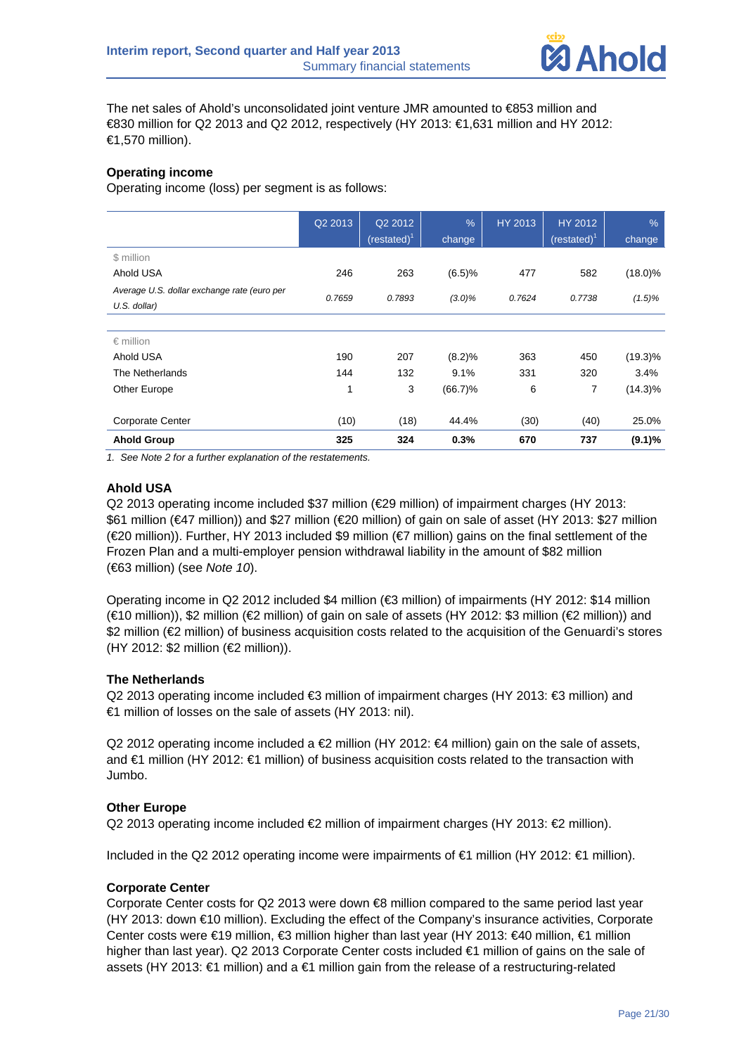The net sales of Ahold's unconsolidated joint venture JMR amounted to €853 million and €830 million for Q2 2013 and Q2 2012, respectively (HY 2013: €1,631 million and HY 2012: €1,570 million).

**Operating income**

Operating income (loss) per segment is as follows:

| | Q2 2013 | Q2 2012 (restated)[1] | % change | HY 2013 | HY 2012 (restated)[1] | % change |
|---|---|---|---|---|---|---|
| $ million | | | | | | |
| Ahold USA | 246 | 263 | (6.5)% | 477 | 582 | (18.0)% |
| *Average U.S. dollar exchange rate (euro per U.S. dollar)* | *0.7659* | *0.7893* | *(3.0)%* | *0.7624* | *0.7738* | *(1.5)%* |
| | | | | | | |
| € million | | | | | | |
| Ahold USA | 190 | 207 | (8.2)% | 363 | 450 | (19.3)% |
| The Netherlands | 144 | 132 | 9.1% | 331 | 320 | 3.4% |
| Other Europe | 1 | 3 | (66.7)% | 6 | 7 | (14.3)% |
| | | | | | | |
| Corporate Center | (10) | (18) | 44.4% | (30) | (40) | 25.0% |
| **Ahold Group** | **325** | **324** | **0.3%** | **670** | **737** | **(9.1)%** |

*1. See Note 2 for a further explanation of the restatements.*

**Ahold USA**

Q2 2013 operating income included $37 million (€29 million) of impairment charges (HY 2013: $61 million (€47 million)) and $27 million (€20 million) of gain on sale of asset (HY 2013: $27 million (€20 million)). Further, HY 2013 included $9 million (€7 million) gains on the final settlement of the Frozen Plan and a multi-employer pension withdrawal liability in the amount of $82 million (€63 million) (see *Note 10*).

Operating income in Q2 2012 included $4 million (€3 million) of impairments (HY 2012: $14 million (€10 million)), $2 million (€2 million) of gain on sale of assets (HY 2012: $3 million (€2 million)) and $2 million (€2 million) of business acquisition costs related to the acquisition of the Genuardi's stores (HY 2012: $2 million (€2 million)).

**The Netherlands**

Q2 2013 operating income included €3 million of impairment charges (HY 2013: €3 million) and €1 million of losses on the sale of assets (HY 2013: nil).

Q2 2012 operating income included a €2 million (HY 2012: €4 million) gain on the sale of assets, and €1 million (HY 2012: €1 million) of business acquisition costs related to the transaction with Jumbo.

**Other Europe**

Q2 2013 operating income included €2 million of impairment charges (HY 2013: €2 million).

Included in the Q2 2012 operating income were impairments of €1 million (HY 2012: €1 million).

**Corporate Center**

Corporate Center costs for Q2 2013 were down €8 million compared to the same period last year (HY 2013: down €10 million). Excluding the effect of the Company's insurance activities, Corporate Center costs were €19 million, €3 million higher than last year (HY 2013: €40 million, €1 million higher than last year). Q2 2013 Corporate Center costs included €1 million of gains on the sale of assets (HY 2013: €1 million) and a €1 million gain from the release of a restructuring-related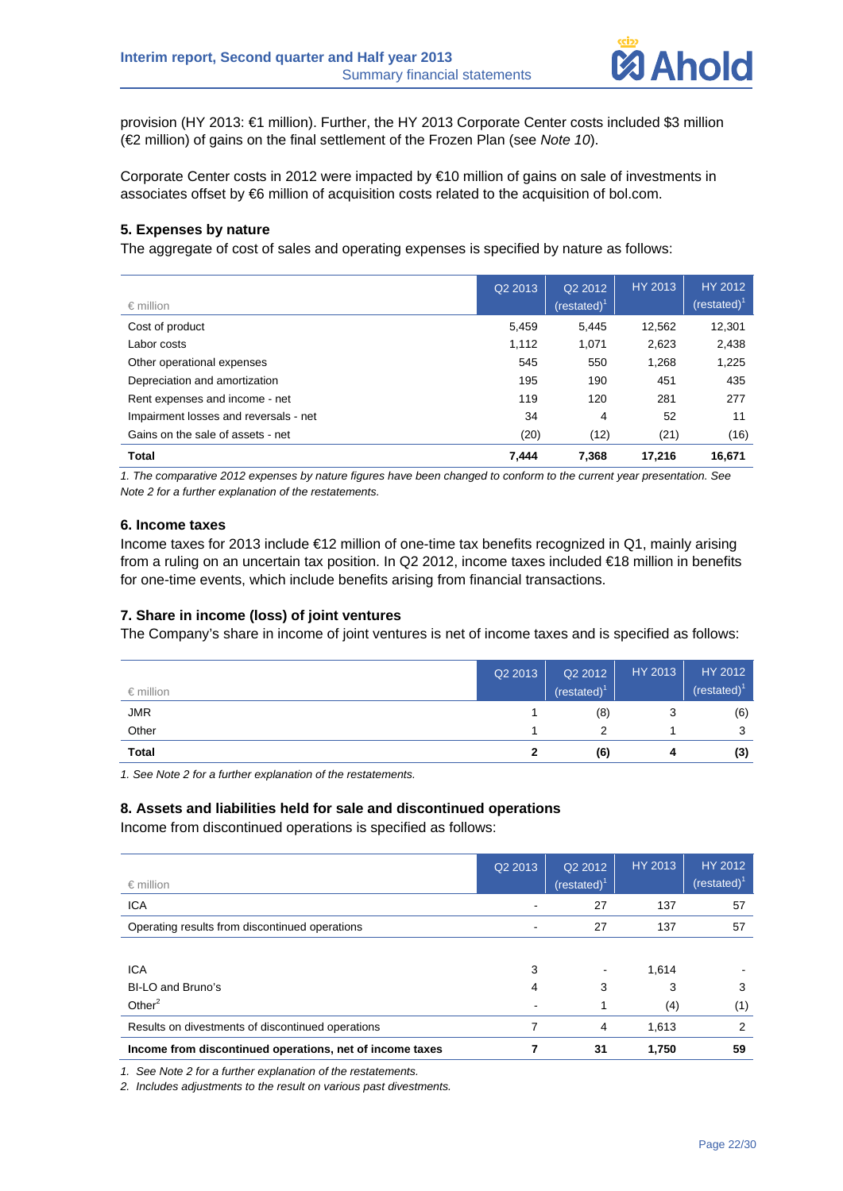provision (HY 2013: €1 million). Further, the HY 2013 Corporate Center costs included $3 million (€2 million) of gains on the final settlement of the Frozen Plan (see *Note 10*).

Corporate Center costs in 2012 were impacted by €10 million of gains on sale of investments in associates offset by €6 million of acquisition costs related to the acquisition of bol.com.

### 5. Expenses by nature

The aggregate of cost of sales and operating expenses is specified by nature as follows:

| € million | Q2 2013 | Q2 2012 (restated)[1] | HY 2013 | HY 2012 (restated)[1] |
|---|---|---|---|---|
| Cost of product | 5,459 | 5,445 | 12,562 | 12,301 |
| Labor costs | 1,112 | 1,071 | 2,623 | 2,438 |
| Other operational expenses | 545 | 550 | 1,268 | 1,225 |
| Depreciation and amortization | 195 | 190 | 451 | 435 |
| Rent expenses and income - net | 119 | 120 | 281 | 277 |
| Impairment losses and reversals - net | 34 | 4 | 52 | 11 |
| Gains on the sale of assets - net | (20) | (12) | (21) | (16) |
| **Total** | **7,444** | **7,368** | **17,216** | **16,671** |

*1. The comparative 2012 expenses by nature figures have been changed to conform to the current year presentation. See Note 2 for a further explanation of the restatements.*

### 6. Income taxes

Income taxes for 2013 include €12 million of one-time tax benefits recognized in Q1, mainly arising from a ruling on an uncertain tax position. In Q2 2012, income taxes included €18 million in benefits for one-time events, which include benefits arising from financial transactions.

### 7. Share in income (loss) of joint ventures

The Company's share in income of joint ventures is net of income taxes and is specified as follows:

| € million | Q2 2013 | Q2 2012 (restated)[1] | HY 2013 | HY 2012 (restated)[1] |
|---|---|---|---|---|
| JMR | 1 | (8) | 3 | (6) |
| Other | 1 | 2 | 1 | 3 |
| **Total** | **2** | **(6)** | **4** | **(3)** |

*1. See Note 2 for a further explanation of the restatements.*

### 8. Assets and liabilities held for sale and discontinued operations

Income from discontinued operations is specified as follows:

| € million | Q2 2013 | Q2 2012 (restated)[1] | HY 2013 | HY 2012 (restated)[1] |
|---|---|---|---|---|
| ICA | - | 27 | 137 | 57 |
| Operating results from discontinued operations | - | 27 | 137 | 57 |
| | | | | |
| ICA | 3 | - | 1,614 | - |
| BI-LO and Bruno's | 4 | 3 | 3 | 3 |
| Other[2] | - | 1 | (4) | (1) |
| Results on divestments of discontinued operations | 7 | 4 | 1,613 | 2 |
| **Income from discontinued operations, net of income taxes** | **7** | **31** | **1,750** | **59** |

*1. See Note 2 for a further explanation of the restatements.*
*2. Includes adjustments to the result on various past divestments.*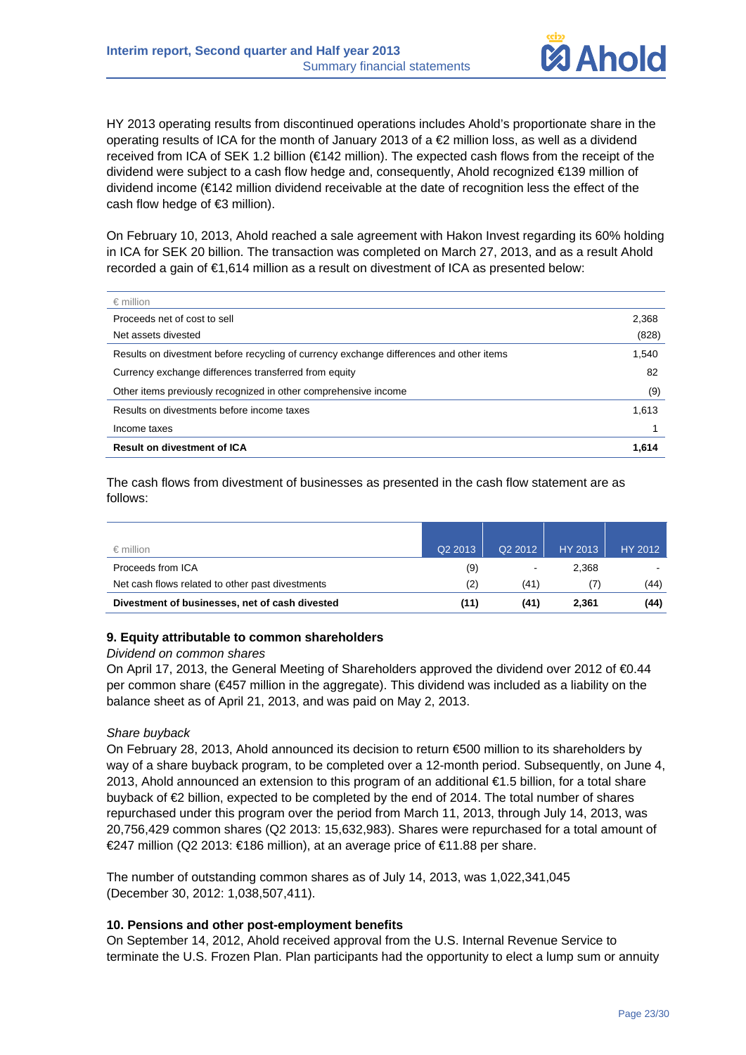HY 2013 operating results from discontinued operations includes Ahold's proportionate share in the operating results of ICA for the month of January 2013 of a €2 million loss, as well as a dividend received from ICA of SEK 1.2 billion (€142 million). The expected cash flows from the receipt of the dividend were subject to a cash flow hedge and, consequently, Ahold recognized €139 million of dividend income (€142 million dividend receivable at the date of recognition less the effect of the cash flow hedge of €3 million).

On February 10, 2013, Ahold reached a sale agreement with Hakon Invest regarding its 60% holding in ICA for SEK 20 billion. The transaction was completed on March 27, 2013, and as a result Ahold recorded a gain of €1,614 million as a result on divestment of ICA as presented below:

| € million | |
|---|---|
| Proceeds net of cost to sell | 2,368 |
| Net assets divested | (828) |
| Results on divestment before recycling of currency exchange differences and other items | 1,540 |
| Currency exchange differences transferred from equity | 82 |
| Other items previously recognized in other comprehensive income | (9) |
| Results on divestments before income taxes | 1,613 |
| Income taxes | 1 |
| **Result on divestment of ICA** | **1,614** |

The cash flows from divestment of businesses as presented in the cash flow statement are as follows:

| € million | Q2 2013 | Q2 2012 | HY 2013 | HY 2012 |
|---|---|---|---|---|
| Proceeds from ICA | (9) | - | 2,368 | - |
| Net cash flows related to other past divestments | (2) | (41) | (7) | (44) |
| **Divestment of businesses, net of cash divested** | **(11)** | **(41)** | **2,361** | **(44)** |

## 9. Equity attributable to common shareholders

*Dividend on common shares*

On April 17, 2013, the General Meeting of Shareholders approved the dividend over 2012 of €0.44 per common share (€457 million in the aggregate). This dividend was included as a liability on the balance sheet as of April 21, 2013, and was paid on May 2, 2013.

*Share buyback*

On February 28, 2013, Ahold announced its decision to return €500 million to its shareholders by way of a share buyback program, to be completed over a 12-month period. Subsequently, on June 4, 2013, Ahold announced an extension to this program of an additional €1.5 billion, for a total share buyback of €2 billion, expected to be completed by the end of 2014. The total number of shares repurchased under this program over the period from March 11, 2013, through July 14, 2013, was 20,756,429 common shares (Q2 2013: 15,632,983). Shares were repurchased for a total amount of €247 million (Q2 2013: €186 million), at an average price of €11.88 per share.

The number of outstanding common shares as of July 14, 2013, was 1,022,341,045 (December 30, 2012: 1,038,507,411).

## 10. Pensions and other post-employment benefits

On September 14, 2012, Ahold received approval from the U.S. Internal Revenue Service to terminate the U.S. Frozen Plan. Plan participants had the opportunity to elect a lump sum or annuity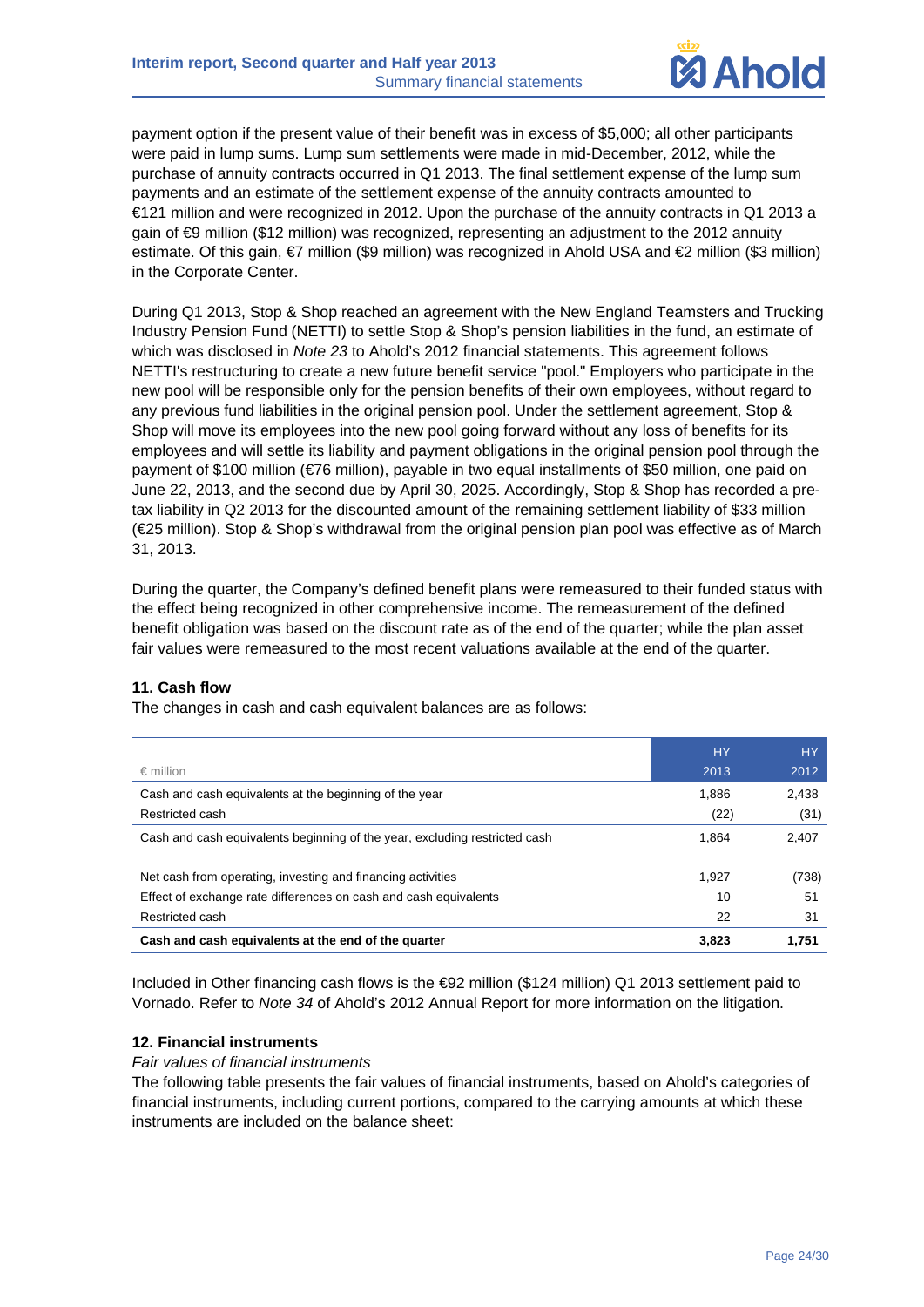payment option if the present value of their benefit was in excess of $5,000; all other participants were paid in lump sums. Lump sum settlements were made in mid-December, 2012, while the purchase of annuity contracts occurred in Q1 2013. The final settlement expense of the lump sum payments and an estimate of the settlement expense of the annuity contracts amounted to €121 million and were recognized in 2012. Upon the purchase of the annuity contracts in Q1 2013 a gain of €9 million ($12 million) was recognized, representing an adjustment to the 2012 annuity estimate. Of this gain, €7 million ($9 million) was recognized in Ahold USA and €2 million ($3 million) in the Corporate Center.

During Q1 2013, Stop & Shop reached an agreement with the New England Teamsters and Trucking Industry Pension Fund (NETTI) to settle Stop & Shop's pension liabilities in the fund, an estimate of which was disclosed in *Note 23* to Ahold's 2012 financial statements. This agreement follows NETTI's restructuring to create a new future benefit service "pool." Employers who participate in the new pool will be responsible only for the pension benefits of their own employees, without regard to any previous fund liabilities in the original pension pool. Under the settlement agreement, Stop & Shop will move its employees into the new pool going forward without any loss of benefits for its employees and will settle its liability and payment obligations in the original pension pool through the payment of $100 million (€76 million), payable in two equal installments of $50 million, one paid on June 22, 2013, and the second due by April 30, 2025. Accordingly, Stop & Shop has recorded a pre-tax liability in Q2 2013 for the discounted amount of the remaining settlement liability of $33 million (€25 million). Stop & Shop's withdrawal from the original pension plan pool was effective as of March 31, 2013.

During the quarter, the Company's defined benefit plans were remeasured to their funded status with the effect being recognized in other comprehensive income. The remeasurement of the defined benefit obligation was based on the discount rate as of the end of the quarter; while the plan asset fair values were remeasured to the most recent valuations available at the end of the quarter.

## 11. Cash flow

The changes in cash and cash equivalent balances are as follows:

| € million | HY 2013 | HY 2012 |
|---|---|---|
| Cash and cash equivalents at the beginning of the year | 1,886 | 2,438 |
| Restricted cash | (22) | (31) |
| Cash and cash equivalents beginning of the year, excluding restricted cash | 1,864 | 2,407 |
| | | |
| Net cash from operating, investing and financing activities | 1,927 | (738) |
| Effect of exchange rate differences on cash and cash equivalents | 10 | 51 |
| Restricted cash | 22 | 31 |
| **Cash and cash equivalents at the end of the quarter** | **3,823** | **1,751** |

Included in Other financing cash flows is the €92 million ($124 million) Q1 2013 settlement paid to Vornado. Refer to *Note 34* of Ahold's 2012 Annual Report for more information on the litigation.

## 12. Financial instruments

*Fair values of financial instruments*

The following table presents the fair values of financial instruments, based on Ahold's categories of financial instruments, including current portions, compared to the carrying amounts at which these instruments are included on the balance sheet: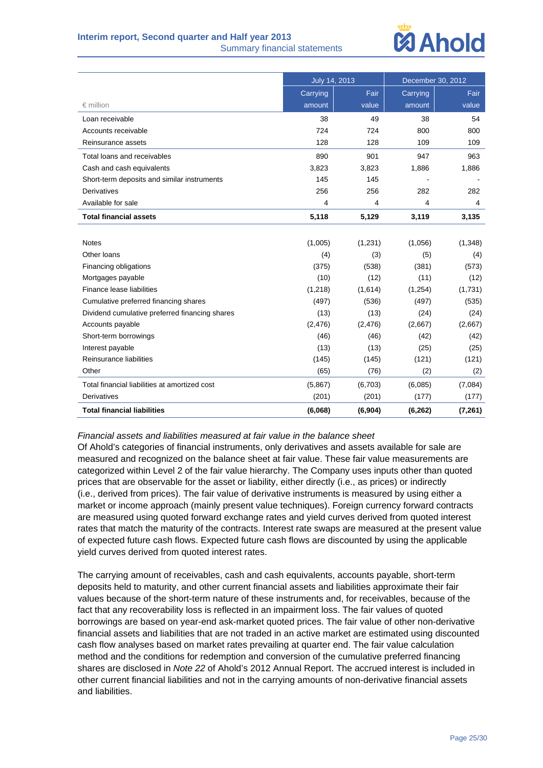| € million | July 14, 2013 | | December 30, 2012 | |
|---|---|---|---|---|
| | Carrying amount | Fair value | Carrying amount | Fair value |
| Loan receivable | 38 | 49 | 38 | 54 |
| Accounts receivable | 724 | 724 | 800 | 800 |
| Reinsurance assets | 128 | 128 | 109 | 109 |
| Total loans and receivables | 890 | 901 | 947 | 963 |
| Cash and cash equivalents | 3,823 | 3,823 | 1,886 | 1,886 |
| Short-term deposits and similar instruments | 145 | 145 | - | - |
| Derivatives | 256 | 256 | 282 | 282 |
| Available for sale | 4 | 4 | 4 | 4 |
| **Total financial assets** | **5,118** | **5,129** | **3,119** | **3,135** |
| | | | | |
| Notes | (1,005) | (1,231) | (1,056) | (1,348) |
| Other loans | (4) | (3) | (5) | (4) |
| Financing obligations | (375) | (538) | (381) | (573) |
| Mortgages payable | (10) | (12) | (11) | (12) |
| Finance lease liabilities | (1,218) | (1,614) | (1,254) | (1,731) |
| Cumulative preferred financing shares | (497) | (536) | (497) | (535) |
| Dividend cumulative preferred financing shares | (13) | (13) | (24) | (24) |
| Accounts payable | (2,476) | (2,476) | (2,667) | (2,667) |
| Short-term borrowings | (46) | (46) | (42) | (42) |
| Interest payable | (13) | (13) | (25) | (25) |
| Reinsurance liabilities | (145) | (145) | (121) | (121) |
| Other | (65) | (76) | (2) | (2) |
| Total financial liabilities at amortized cost | (5,867) | (6,703) | (6,085) | (7,084) |
| Derivatives | (201) | (201) | (177) | (177) |
| **Total financial liabilities** | **(6,068)** | **(6,904)** | **(6,262)** | **(7,261)** |

*Financial assets and liabilities measured at fair value in the balance sheet*

Of Ahold's categories of financial instruments, only derivatives and assets available for sale are measured and recognized on the balance sheet at fair value. These fair value measurements are categorized within Level 2 of the fair value hierarchy. The Company uses inputs other than quoted prices that are observable for the asset or liability, either directly (i.e., as prices) or indirectly (i.e., derived from prices). The fair value of derivative instruments is measured by using either a market or income approach (mainly present value techniques). Foreign currency forward contracts are measured using quoted forward exchange rates and yield curves derived from quoted interest rates that match the maturity of the contracts. Interest rate swaps are measured at the present value of expected future cash flows. Expected future cash flows are discounted by using the applicable yield curves derived from quoted interest rates.

The carrying amount of receivables, cash and cash equivalents, accounts payable, short-term deposits held to maturity, and other current financial assets and liabilities approximate their fair values because of the short-term nature of these instruments and, for receivables, because of the fact that any recoverability loss is reflected in an impairment loss. The fair values of quoted borrowings are based on year-end ask-market quoted prices. The fair value of other non-derivative financial assets and liabilities that are not traded in an active market are estimated using discounted cash flow analyses based on market rates prevailing at quarter end. The fair value calculation method and the conditions for redemption and conversion of the cumulative preferred financing shares are disclosed in *Note 22* of Ahold's 2012 Annual Report. The accrued interest is included in other current financial liabilities and not in the carrying amounts of non-derivative financial assets and liabilities.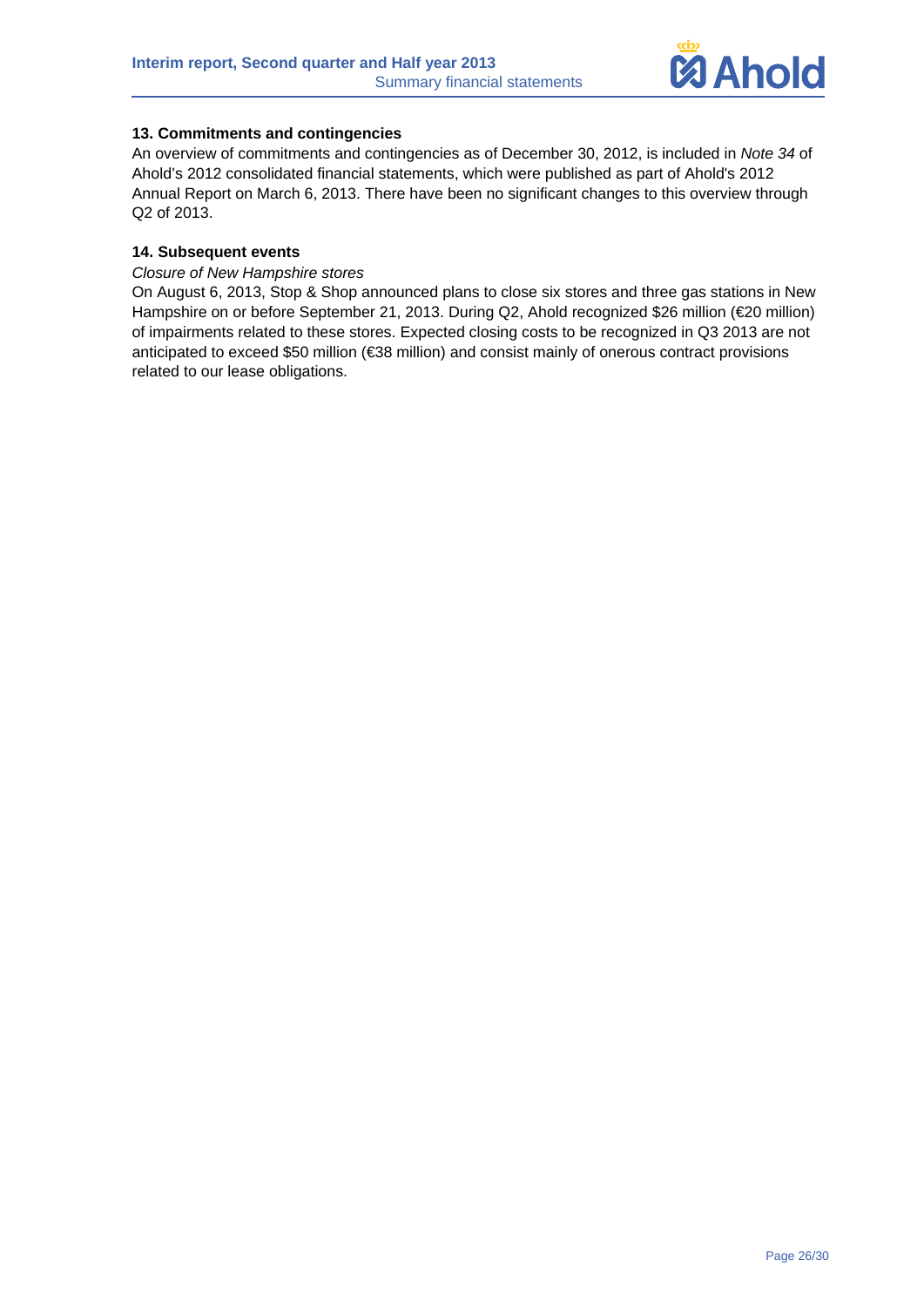### 13. Commitments and contingencies

An overview of commitments and contingencies as of December 30, 2012, is included in *Note 34* of Ahold's 2012 consolidated financial statements, which were published as part of Ahold's 2012 Annual Report on March 6, 2013. There have been no significant changes to this overview through Q2 of 2013.

### 14. Subsequent events

*Closure of New Hampshire stores*

On August 6, 2013, Stop & Shop announced plans to close six stores and three gas stations in New Hampshire on or before September 21, 2013. During Q2, Ahold recognized $26 million (€20 million) of impairments related to these stores. Expected closing costs to be recognized in Q3 2013 are not anticipated to exceed $50 million (€38 million) and consist mainly of onerous contract provisions related to our lease obligations.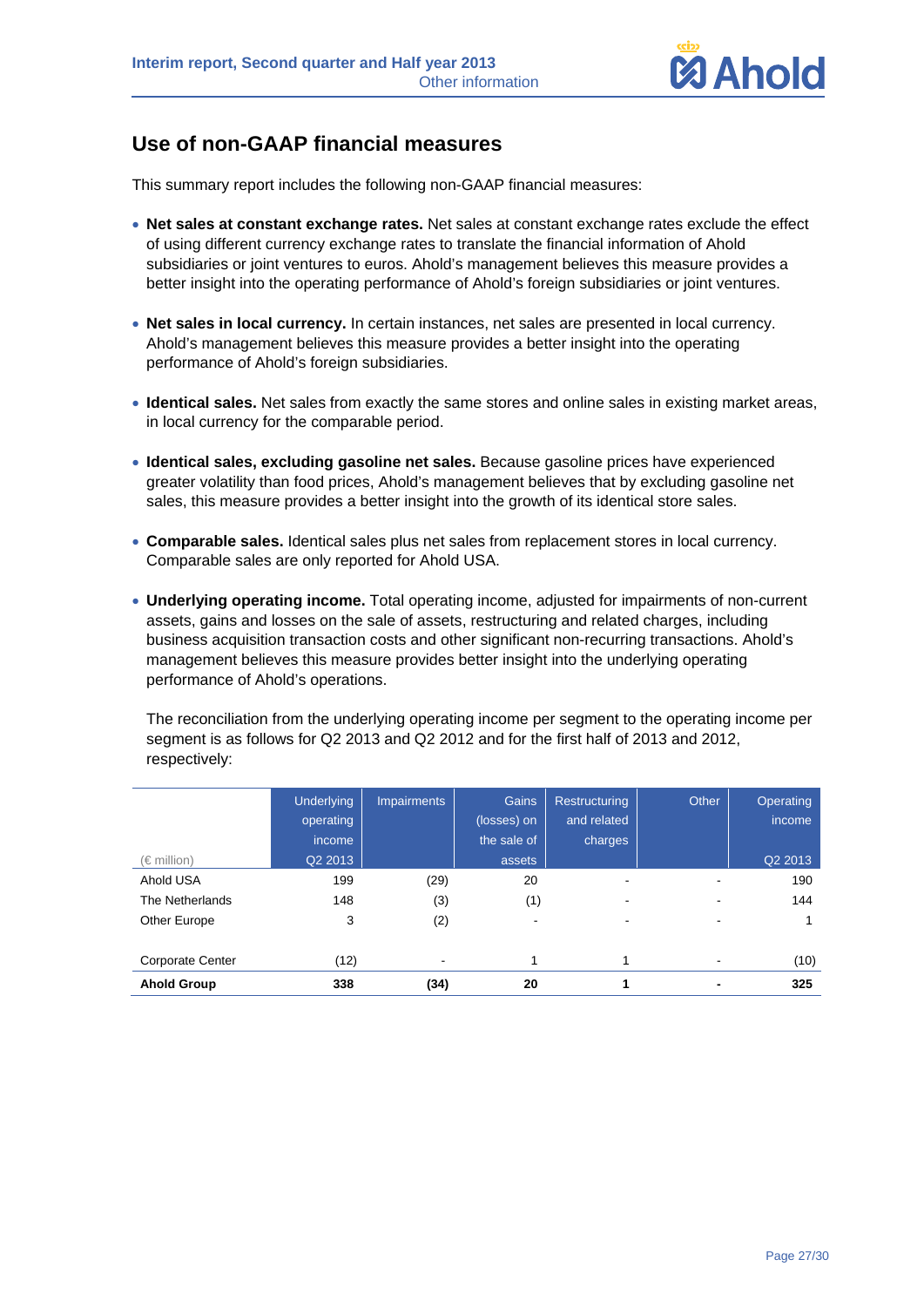## Use of non-GAAP financial measures

This summary report includes the following non-GAAP financial measures:

- **Net sales at constant exchange rates.** Net sales at constant exchange rates exclude the effect of using different currency exchange rates to translate the financial information of Ahold subsidiaries or joint ventures to euros. Ahold's management believes this measure provides a better insight into the operating performance of Ahold's foreign subsidiaries or joint ventures.

- **Net sales in local currency.** In certain instances, net sales are presented in local currency. Ahold's management believes this measure provides a better insight into the operating performance of Ahold's foreign subsidiaries.

- **Identical sales.** Net sales from exactly the same stores and online sales in existing market areas, in local currency for the comparable period.

- **Identical sales, excluding gasoline net sales.** Because gasoline prices have experienced greater volatility than food prices, Ahold's management believes that by excluding gasoline net sales, this measure provides a better insight into the growth of its identical store sales.

- **Comparable sales.** Identical sales plus net sales from replacement stores in local currency. Comparable sales are only reported for Ahold USA.

- **Underlying operating income.** Total operating income, adjusted for impairments of non-current assets, gains and losses on the sale of assets, restructuring and related charges, including business acquisition transaction costs and other significant non-recurring transactions. Ahold's management believes this measure provides better insight into the underlying operating performance of Ahold's operations.

  The reconciliation from the underlying operating income per segment to the operating income per segment is as follows for Q2 2013 and Q2 2012 and for the first half of 2013 and 2012, respectively:

| (€ million) | Underlying operating income Q2 2013 | Impairments | Gains (losses) on the sale of assets | Restructuring and related charges | Other | Operating income Q2 2013 |
|---|---|---|---|---|---|---|
| Ahold USA | 199 | (29) | 20 | - | - | 190 |
| The Netherlands | 148 | (3) | (1) | - | - | 144 |
| Other Europe | 3 | (2) | - | - | - | 1 |
| Corporate Center | (12) | - | 1 | 1 | - | (10) |
| **Ahold Group** | **338** | **(34)** | **20** | **1** | **-** | **325** |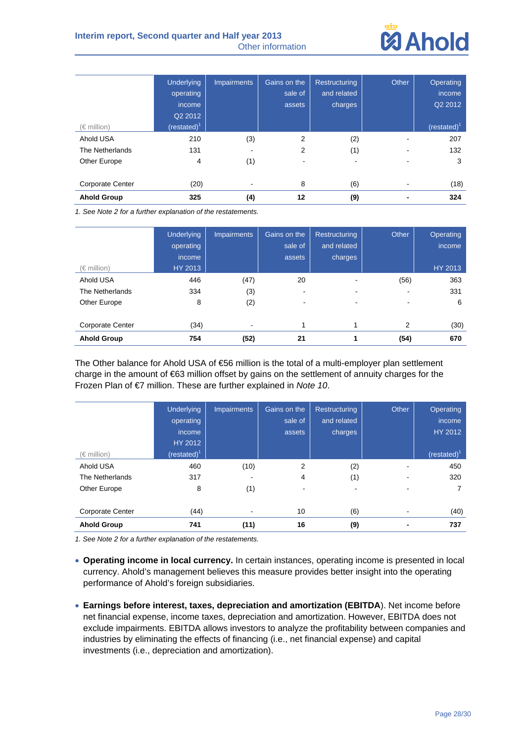| (€ million) | Underlying operating income Q2 2012 (restated)[1] | Impairments | Gains on the sale of assets | Restructuring and related charges | Other | Operating income Q2 2012 (restated)[1] |
|---|---|---|---|---|---|---|
| Ahold USA | 210 | (3) | 2 | (2) | - | 207 |
| The Netherlands | 131 | - | 2 | (1) | - | 132 |
| Other Europe | 4 | (1) | - | - | - | 3 |
| Corporate Center | (20) | - | 8 | (6) | - | (18) |
| **Ahold Group** | **325** | **(4)** | **12** | **(9)** | **-** | **324** |

*1. See Note 2 for a further explanation of the restatements.*

| (€ million) | Underlying operating income HY 2013 | Impairments | Gains on the sale of assets | Restructuring and related charges | Other | Operating income HY 2013 |
|---|---|---|---|---|---|---|
| Ahold USA | 446 | (47) | 20 | - | (56) | 363 |
| The Netherlands | 334 | (3) | - | - | - | 331 |
| Other Europe | 8 | (2) | - | - | - | 6 |
| Corporate Center | (34) | - | 1 | 1 | 2 | (30) |
| **Ahold Group** | **754** | **(52)** | **21** | **1** | **(54)** | **670** |

The Other balance for Ahold USA of €56 million is the total of a multi-employer plan settlement charge in the amount of €63 million offset by gains on the settlement of annuity charges for the Frozen Plan of €7 million. These are further explained in *Note 10*.

| (€ million) | Underlying operating income HY 2012 (restated)[1] | Impairments | Gains on the sale of assets | Restructuring and related charges | Other | Operating income HY 2012 (restated)[1] |
|---|---|---|---|---|---|---|
| Ahold USA | 460 | (10) | 2 | (2) | - | 450 |
| The Netherlands | 317 | - | 4 | (1) | - | 320 |
| Other Europe | 8 | (1) | - | - | - | 7 |
| Corporate Center | (44) | - | 10 | (6) | - | (40) |
| **Ahold Group** | **741** | **(11)** | **16** | **(9)** | **-** | **737** |

*1. See Note 2 for a further explanation of the restatements.*

- **Operating income in local currency.** In certain instances, operating income is presented in local currency. Ahold's management believes this measure provides better insight into the operating performance of Ahold's foreign subsidiaries.

- **Earnings before interest, taxes, depreciation and amortization (EBITDA**). Net income before net financial expense, income taxes, depreciation and amortization. However, EBITDA does not exclude impairments. EBITDA allows investors to analyze the profitability between companies and industries by eliminating the effects of financing (i.e., net financial expense) and capital investments (i.e., depreciation and amortization).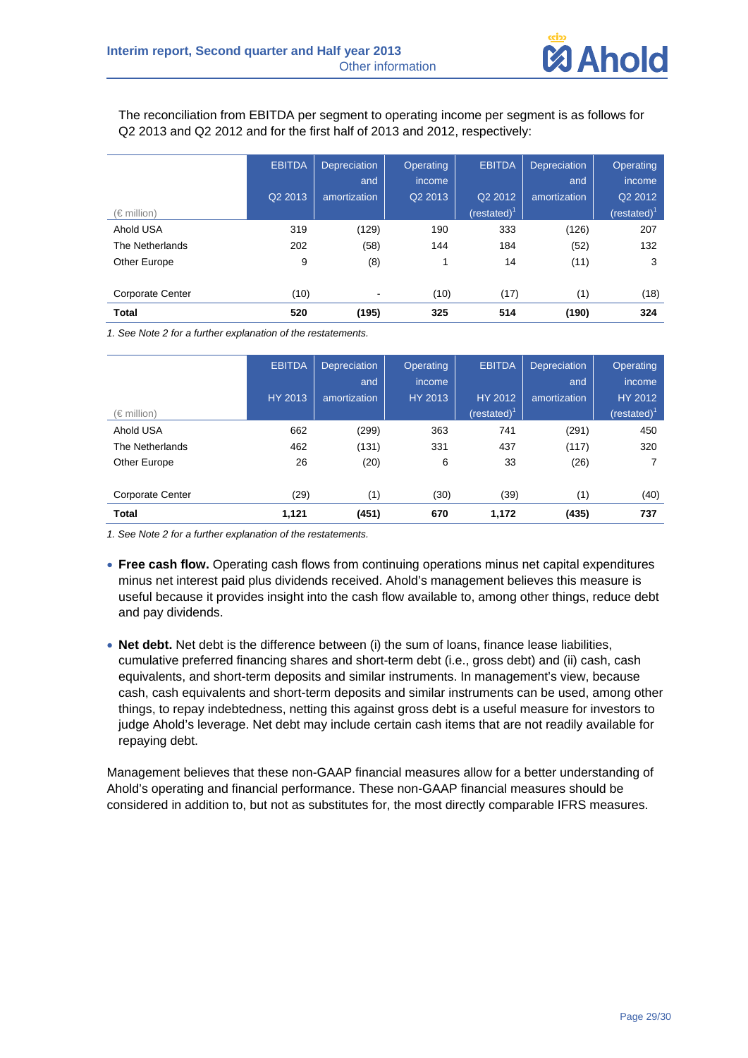The reconciliation from EBITDA per segment to operating income per segment is as follows for Q2 2013 and Q2 2012 and for the first half of 2013 and 2012, respectively:

| (€ million) | EBITDA Q2 2013 | Depreciation and amortization | Operating income Q2 2013 | EBITDA Q2 2012 (restated)[1] | Depreciation and amortization | Operating income Q2 2012 (restated)[1] |
|---|---|---|---|---|---|---|
| Ahold USA | 319 | (129) | 190 | 333 | (126) | 207 |
| The Netherlands | 202 | (58) | 144 | 184 | (52) | 132 |
| Other Europe | 9 | (8) | 1 | 14 | (11) | 3 |
| Corporate Center | (10) | - | (10) | (17) | (1) | (18) |
| **Total** | **520** | **(195)** | **325** | **514** | **(190)** | **324** |

*1. See Note 2 for a further explanation of the restatements.*

| (€ million) | EBITDA HY 2013 | Depreciation and amortization | Operating income HY 2013 | EBITDA HY 2012 (restated)[1] | Depreciation and amortization | Operating income HY 2012 (restated)[1] |
|---|---|---|---|---|---|---|
| Ahold USA | 662 | (299) | 363 | 741 | (291) | 450 |
| The Netherlands | 462 | (131) | 331 | 437 | (117) | 320 |
| Other Europe | 26 | (20) | 6 | 33 | (26) | 7 |
| Corporate Center | (29) | (1) | (30) | (39) | (1) | (40) |
| **Total** | **1,121** | **(451)** | **670** | **1,172** | **(435)** | **737** |

*1. See Note 2 for a further explanation of the restatements.*

- **Free cash flow.** Operating cash flows from continuing operations minus net capital expenditures minus net interest paid plus dividends received. Ahold's management believes this measure is useful because it provides insight into the cash flow available to, among other things, reduce debt and pay dividends.

- **Net debt.** Net debt is the difference between (i) the sum of loans, finance lease liabilities, cumulative preferred financing shares and short-term debt (i.e., gross debt) and (ii) cash, cash equivalents, and short-term deposits and similar instruments. In management's view, because cash, cash equivalents and short-term deposits and similar instruments can be used, among other things, to repay indebtedness, netting this against gross debt is a useful measure for investors to judge Ahold's leverage. Net debt may include certain cash items that are not readily available for repaying debt.

Management believes that these non-GAAP financial measures allow for a better understanding of Ahold's operating and financial performance. These non-GAAP financial measures should be considered in addition to, but not as substitutes for, the most directly comparable IFRS measures.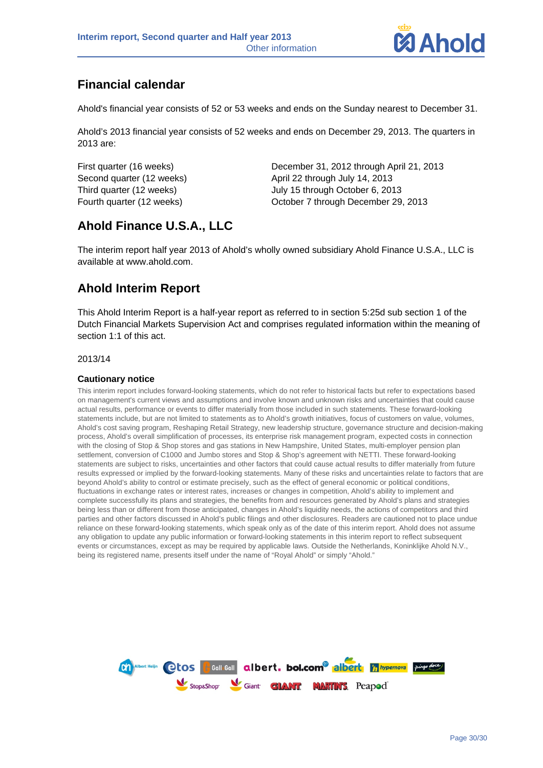## Financial calendar

Ahold's financial year consists of 52 or 53 weeks and ends on the Sunday nearest to December 31.

Ahold's 2013 financial year consists of 52 weeks and ends on December 29, 2013. The quarters in 2013 are:

| | |
|---|---|
| First quarter (16 weeks) | December 31, 2012 through April 21, 2013 |
| Second quarter (12 weeks) | April 22 through July 14, 2013 |
| Third quarter (12 weeks) | July 15 through October 6, 2013 |
| Fourth quarter (12 weeks) | October 7 through December 29, 2013 |

## Ahold Finance U.S.A., LLC

The interim report half year 2013 of Ahold's wholly owned subsidiary Ahold Finance U.S.A., LLC is available at www.ahold.com.

## Ahold Interim Report

This Ahold Interim Report is a half-year report as referred to in section 5:25d sub section 1 of the Dutch Financial Markets Supervision Act and comprises regulated information within the meaning of section 1:1 of this act.

2013/14

### Cautionary notice

This interim report includes forward-looking statements, which do not refer to historical facts but refer to expectations based on management's current views and assumptions and involve known and unknown risks and uncertainties that could cause actual results, performance or events to differ materially from those included in such statements. These forward-looking statements include, but are not limited to statements as to Ahold's growth initiatives, focus of customers on value, volumes, Ahold's cost saving program, Reshaping Retail Strategy, new leadership structure, governance structure and decision-making process, Ahold's overall simplification of processes, its enterprise risk management program, expected costs in connection with the closing of Stop & Shop stores and gas stations in New Hampshire, United States, multi-employer pension plan settlement, conversion of C1000 and Jumbo stores and Stop & Shop's agreement with NETTI. These forward-looking statements are subject to risks, uncertainties and other factors that could cause actual results to differ materially from future results expressed or implied by the forward-looking statements. Many of these risks and uncertainties relate to factors that are beyond Ahold's ability to control or estimate precisely, such as the effect of general economic or political conditions, fluctuations in exchange rates or interest rates, increases or changes in competition, Ahold's ability to implement and complete successfully its plans and strategies, the benefits from and resources generated by Ahold's plans and strategies being less than or different from those anticipated, changes in Ahold's liquidity needs, the actions of competitors and third parties and other factors discussed in Ahold's public filings and other disclosures. Readers are cautioned not to place undue reliance on these forward-looking statements, which speak only as of the date of this interim report. Ahold does not assume any obligation to update any public information or forward-looking statements in this interim report to reflect subsequent events or circumstances, except as may be required by applicable laws. Outside the Netherlands, Koninklijke Ahold N.V., being its registered name, presents itself under the name of "Royal Ahold" or simply "Ahold."